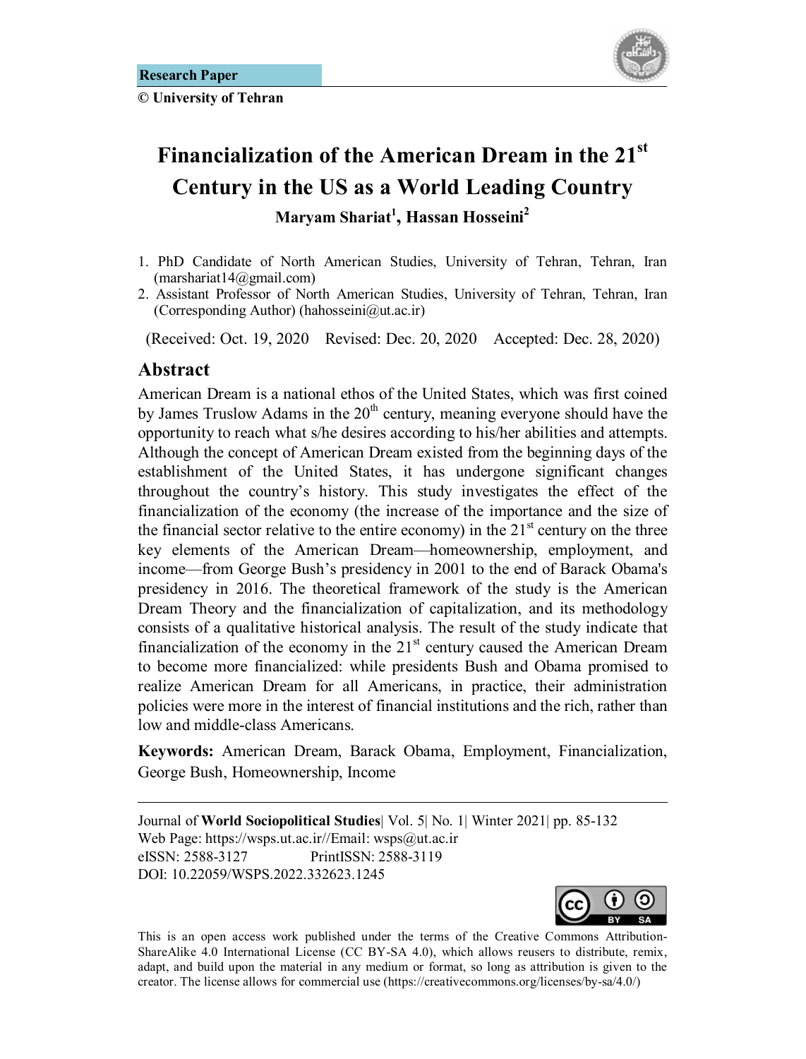**Research Paper**

**© University of Tehran**

# Financialization of the American Dream in the 21st Century in the US as a World Leading Country

**Maryam Shariat[1], Hassan Hosseini[2]**

1. PhD Candidate of North American Studies, University of Tehran, Tehran, Iran (marshariat14@gmail.com)
2. Assistant Professor of North American Studies, University of Tehran, Tehran, Iran (Corresponding Author) (hahosseini@ut.ac.ir)

(Received: Oct. 19, 2020 Revised: Dec. 20, 2020 Accepted: Dec. 28, 2020)

## Abstract

American Dream is a national ethos of the United States, which was first coined by James Truslow Adams in the 20th century, meaning everyone should have the opportunity to reach what s/he desires according to his/her abilities and attempts. Although the concept of American Dream existed from the beginning days of the establishment of the United States, it has undergone significant changes throughout the country's history. This study investigates the effect of the financialization of the economy (the increase of the importance and the size of the financial sector relative to the entire economy) in the 21st century on the three key elements of the American Dream—homeownership, employment, and income—from George Bush's presidency in 2001 to the end of Barack Obama's presidency in 2016. The theoretical framework of the study is the American Dream Theory and the financialization of capitalization, and its methodology consists of a qualitative historical analysis. The result of the study indicate that financialization of the economy in the 21st century caused the American Dream to become more financialized: while presidents Bush and Obama promised to realize American Dream for all Americans, in practice, their administration policies were more in the interest of financial institutions and the rich, rather than low and middle-class Americans.

**Keywords:** American Dream, Barack Obama, Employment, Financialization, George Bush, Homeownership, Income

---

Journal of **World Sociopolitical Studies**| Vol. 5| No. 1| Winter 2021| pp. 85-132
Web Page: https://wsps.ut.ac.ir//Email: wsps@ut.ac.ir
eISSN: 2588-3127 PrintISSN: 2588-3119
DOI: 10.22059/WSPS.2022.332623.1245

This is an open access work published under the terms of the Creative Commons Attribution-ShareAlike 4.0 International License (CC BY-SA 4.0), which allows reusers to distribute, remix, adapt, and build upon the material in any medium or format, so long as attribution is given to the creator. The license allows for commercial use (https://creativecommons.org/licenses/by-sa/4.0/)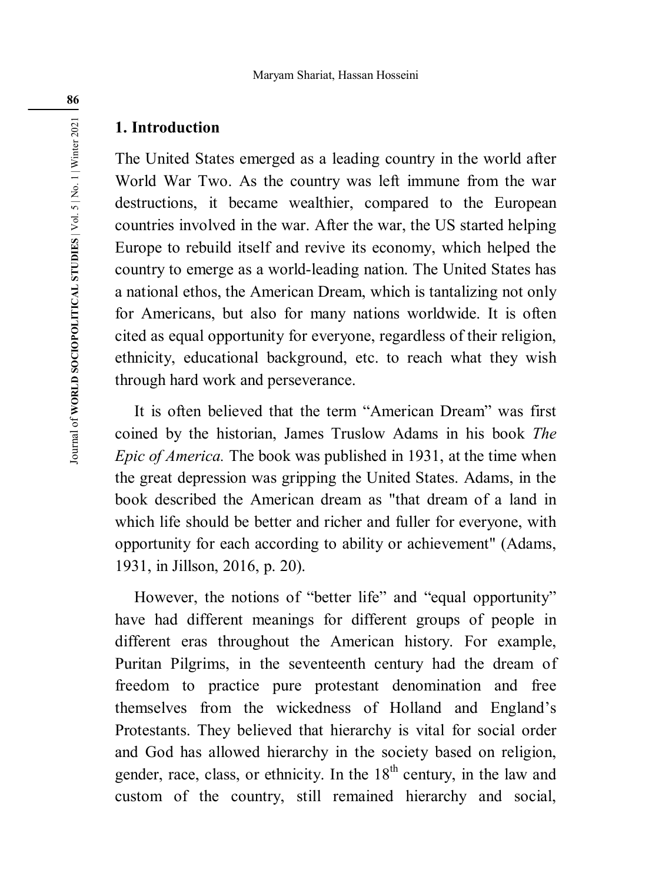## 1. Introduction

The United States emerged as a leading country in the world after World War Two. As the country was left immune from the war destructions, it became wealthier, compared to the European countries involved in the war. After the war, the US started helping Europe to rebuild itself and revive its economy, which helped the country to emerge as a world-leading nation. The United States has a national ethos, the American Dream, which is tantalizing not only for Americans, but also for many nations worldwide. It is often cited as equal opportunity for everyone, regardless of their religion, ethnicity, educational background, etc. to reach what they wish through hard work and perseverance.

It is often believed that the term "American Dream" was first coined by the historian, James Truslow Adams in his book *The Epic of America.* The book was published in 1931, at the time when the great depression was gripping the United States. Adams, in the book described the American dream as "that dream of a land in which life should be better and richer and fuller for everyone, with opportunity for each according to ability or achievement" (Adams, 1931, in Jillson, 2016, p. 20).

However, the notions of "better life" and "equal opportunity" have had different meanings for different groups of people in different eras throughout the American history. For example, Puritan Pilgrims, in the seventeenth century had the dream of freedom to practice pure protestant denomination and free themselves from the wickedness of Holland and England's Protestants. They believed that hierarchy is vital for social order and God has allowed hierarchy in the society based on religion, gender, race, class, or ethnicity. In the 18th century, in the law and custom of the country, still remained hierarchy and social,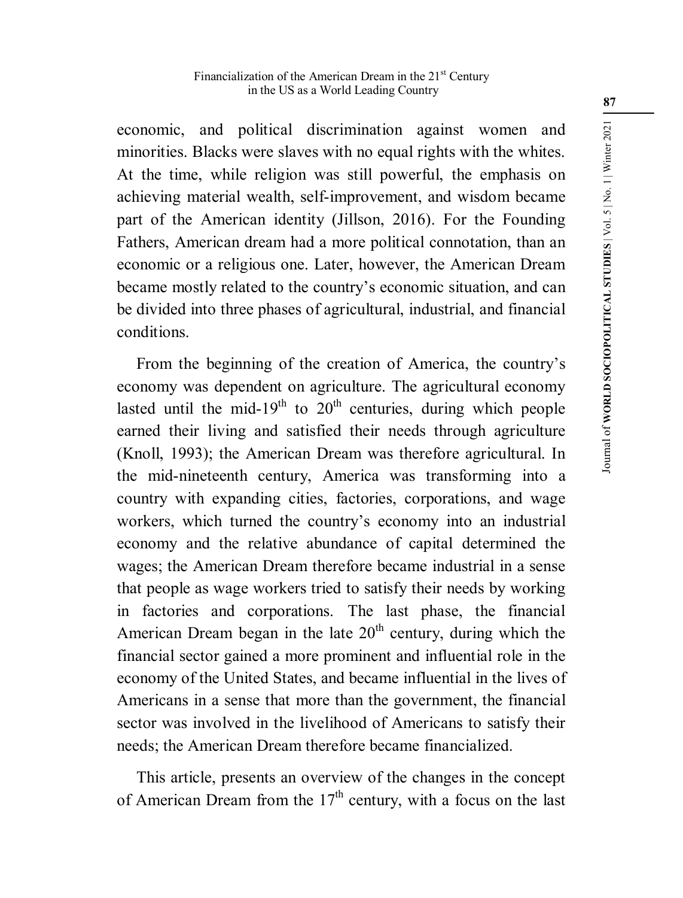economic, and political discrimination against women and minorities. Blacks were slaves with no equal rights with the whites. At the time, while religion was still powerful, the emphasis on achieving material wealth, self-improvement, and wisdom became part of the American identity (Jillson, 2016). For the Founding Fathers, American dream had a more political connotation, than an economic or a religious one. Later, however, the American Dream became mostly related to the country's economic situation, and can be divided into three phases of agricultural, industrial, and financial conditions.

From the beginning of the creation of America, the country's economy was dependent on agriculture. The agricultural economy lasted until the mid-19th to 20th centuries, during which people earned their living and satisfied their needs through agriculture (Knoll, 1993); the American Dream was therefore agricultural. In the mid-nineteenth century, America was transforming into a country with expanding cities, factories, corporations, and wage workers, which turned the country's economy into an industrial economy and the relative abundance of capital determined the wages; the American Dream therefore became industrial in a sense that people as wage workers tried to satisfy their needs by working in factories and corporations. The last phase, the financial American Dream began in the late 20th century, during which the financial sector gained a more prominent and influential role in the economy of the United States, and became influential in the lives of Americans in a sense that more than the government, the financial sector was involved in the livelihood of Americans to satisfy their needs; the American Dream therefore became financialized.

This article, presents an overview of the changes in the concept of American Dream from the 17th century, with a focus on the last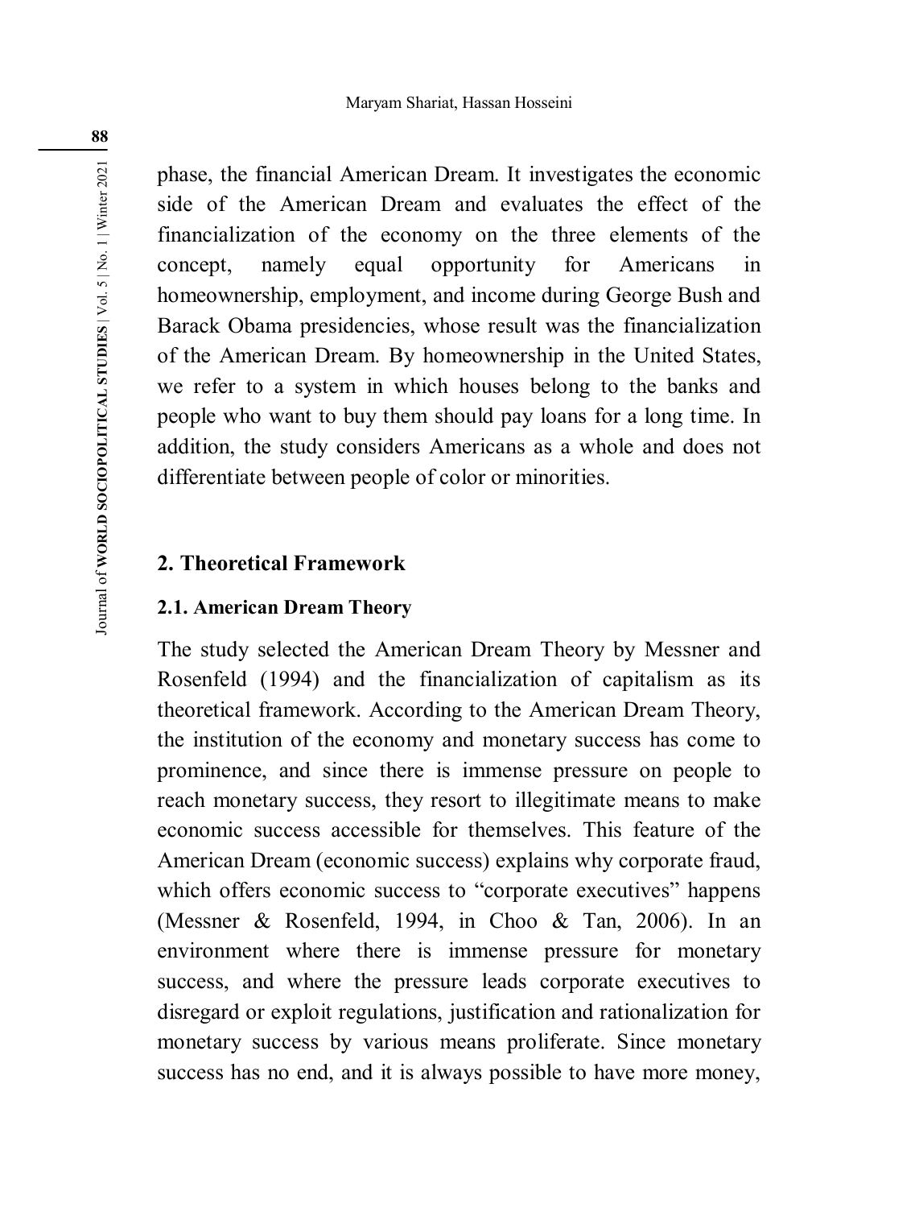phase, the financial American Dream. It investigates the economic side of the American Dream and evaluates the effect of the financialization of the economy on the three elements of the concept, namely equal opportunity for Americans in homeownership, employment, and income during George Bush and Barack Obama presidencies, whose result was the financialization of the American Dream. By homeownership in the United States, we refer to a system in which houses belong to the banks and people who want to buy them should pay loans for a long time. In addition, the study considers Americans as a whole and does not differentiate between people of color or minorities.

## 2. Theoretical Framework

### 2.1. American Dream Theory

The study selected the American Dream Theory by Messner and Rosenfeld (1994) and the financialization of capitalism as its theoretical framework. According to the American Dream Theory, the institution of the economy and monetary success has come to prominence, and since there is immense pressure on people to reach monetary success, they resort to illegitimate means to make economic success accessible for themselves. This feature of the American Dream (economic success) explains why corporate fraud, which offers economic success to "corporate executives" happens (Messner & Rosenfeld, 1994, in Choo & Tan, 2006). In an environment where there is immense pressure for monetary success, and where the pressure leads corporate executives to disregard or exploit regulations, justification and rationalization for monetary success by various means proliferate. Since monetary success has no end, and it is always possible to have more money,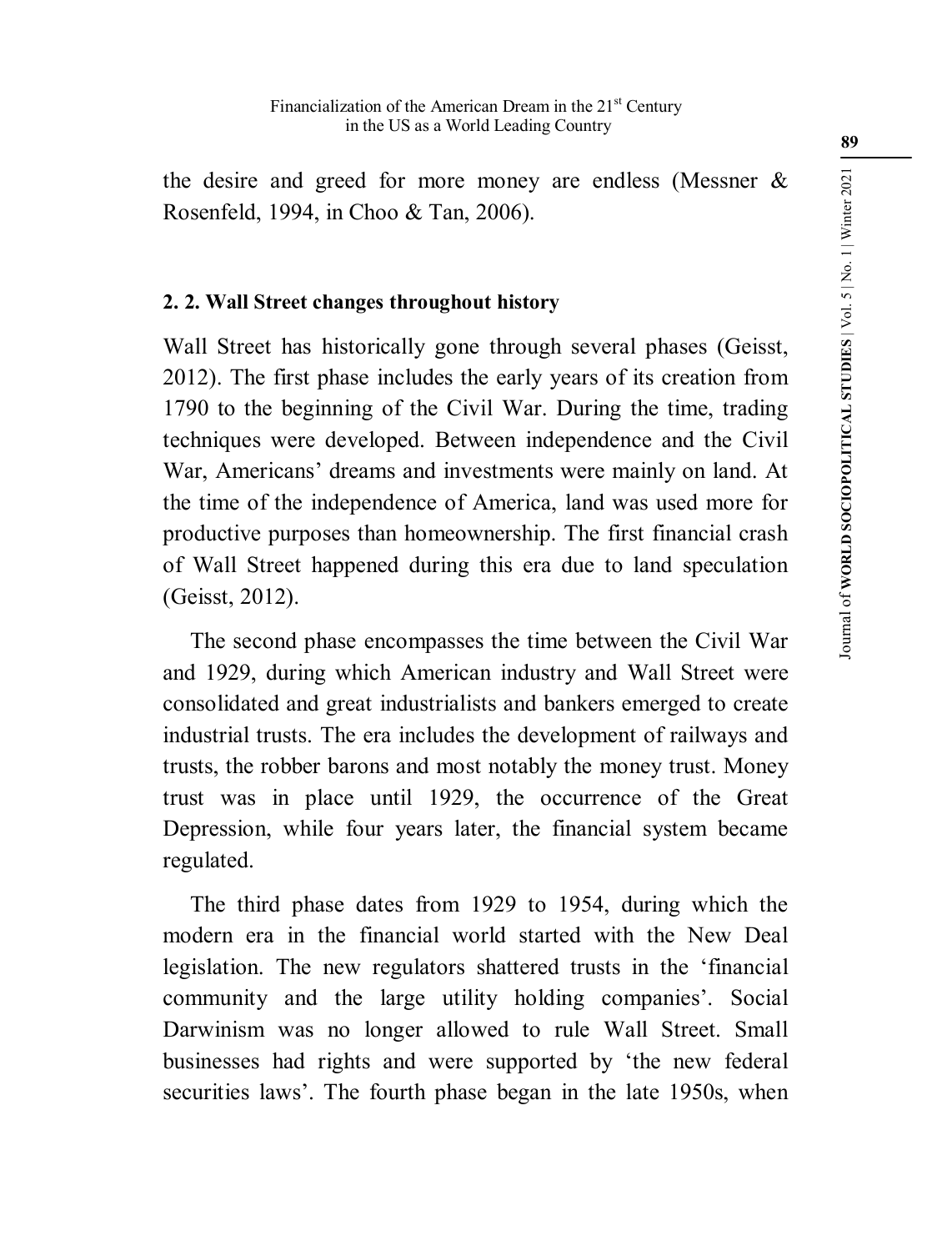the desire and greed for more money are endless (Messner & Rosenfeld, 1994, in Choo & Tan, 2006).

### 2. 2. Wall Street changes throughout history

Wall Street has historically gone through several phases (Geisst, 2012). The first phase includes the early years of its creation from 1790 to the beginning of the Civil War. During the time, trading techniques were developed. Between independence and the Civil War, Americans' dreams and investments were mainly on land. At the time of the independence of America, land was used more for productive purposes than homeownership. The first financial crash of Wall Street happened during this era due to land speculation (Geisst, 2012).

The second phase encompasses the time between the Civil War and 1929, during which American industry and Wall Street were consolidated and great industrialists and bankers emerged to create industrial trusts. The era includes the development of railways and trusts, the robber barons and most notably the money trust. Money trust was in place until 1929, the occurrence of the Great Depression, while four years later, the financial system became regulated.

The third phase dates from 1929 to 1954, during which the modern era in the financial world started with the New Deal legislation. The new regulators shattered trusts in the 'financial community and the large utility holding companies'. Social Darwinism was no longer allowed to rule Wall Street. Small businesses had rights and were supported by 'the new federal securities laws'. The fourth phase began in the late 1950s, when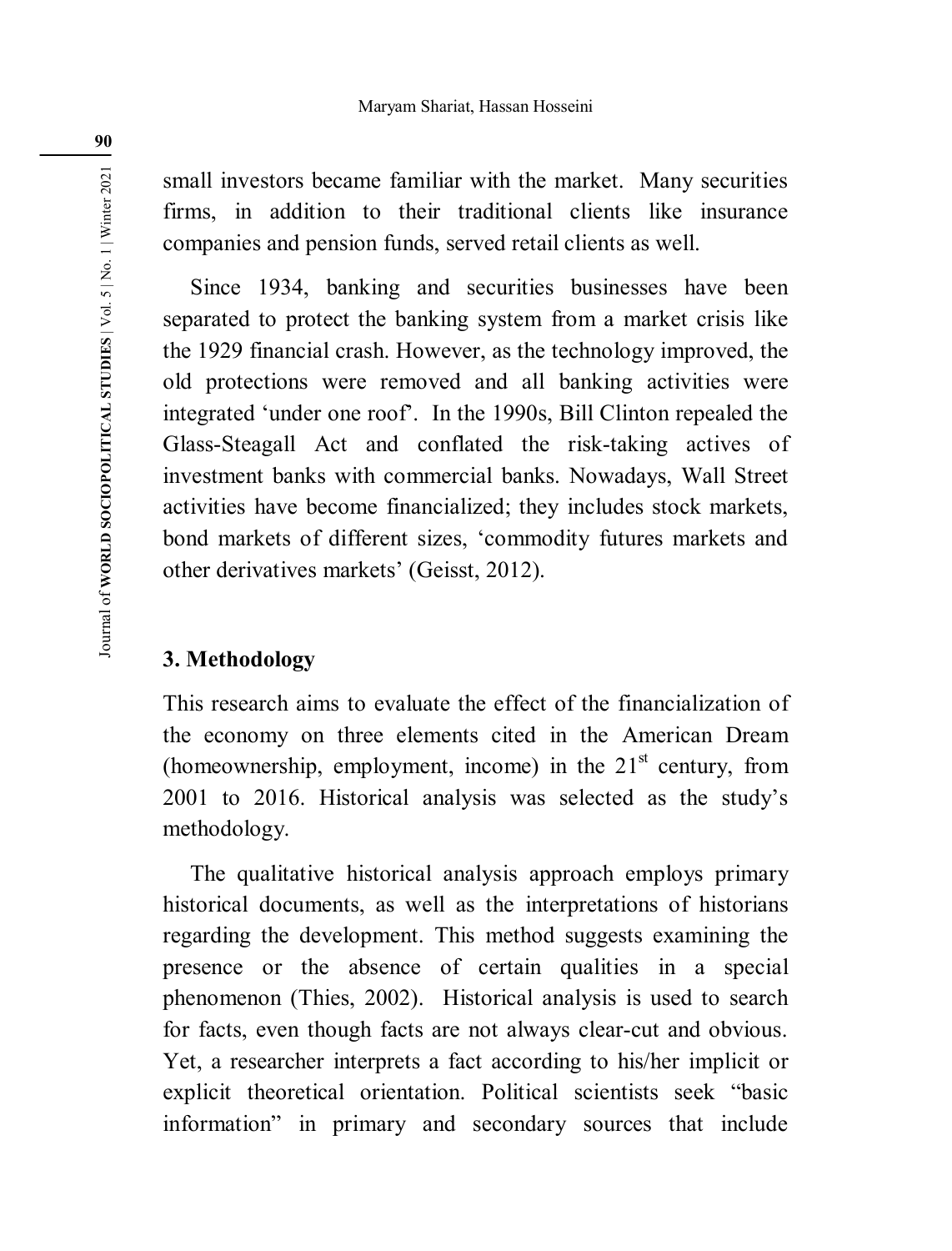small investors became familiar with the market. Many securities firms, in addition to their traditional clients like insurance companies and pension funds, served retail clients as well.

Since 1934, banking and securities businesses have been separated to protect the banking system from a market crisis like the 1929 financial crash. However, as the technology improved, the old protections were removed and all banking activities were integrated 'under one roof'. In the 1990s, Bill Clinton repealed the Glass-Steagall Act and conflated the risk-taking actives of investment banks with commercial banks. Nowadays, Wall Street activities have become financialized; they includes stock markets, bond markets of different sizes, 'commodity futures markets and other derivatives markets' (Geisst, 2012).

## 3. Methodology

This research aims to evaluate the effect of the financialization of the economy on three elements cited in the American Dream (homeownership, employment, income) in the 21st century, from 2001 to 2016. Historical analysis was selected as the study's methodology.

The qualitative historical analysis approach employs primary historical documents, as well as the interpretations of historians regarding the development. This method suggests examining the presence or the absence of certain qualities in a special phenomenon (Thies, 2002). Historical analysis is used to search for facts, even though facts are not always clear-cut and obvious. Yet, a researcher interprets a fact according to his/her implicit or explicit theoretical orientation. Political scientists seek "basic information" in primary and secondary sources that include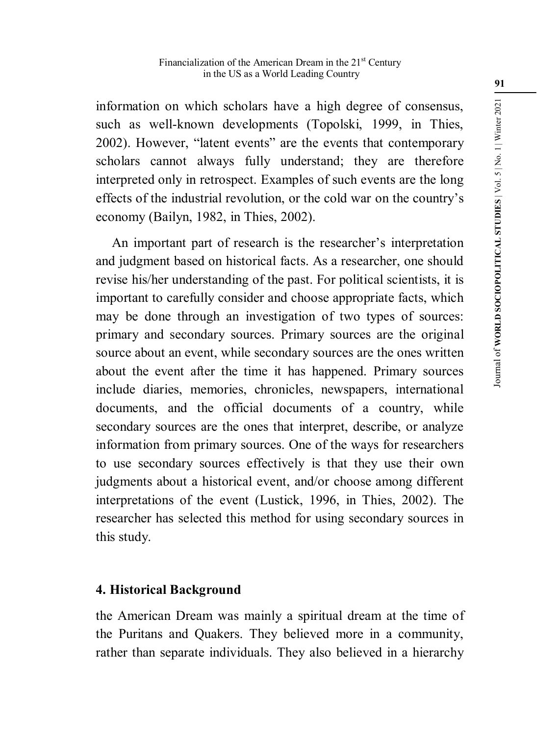information on which scholars have a high degree of consensus, such as well-known developments (Topolski, 1999, in Thies, 2002). However, "latent events" are the events that contemporary scholars cannot always fully understand; they are therefore interpreted only in retrospect. Examples of such events are the long effects of the industrial revolution, or the cold war on the country's economy (Bailyn, 1982, in Thies, 2002).

An important part of research is the researcher's interpretation and judgment based on historical facts. As a researcher, one should revise his/her understanding of the past. For political scientists, it is important to carefully consider and choose appropriate facts, which may be done through an investigation of two types of sources: primary and secondary sources. Primary sources are the original source about an event, while secondary sources are the ones written about the event after the time it has happened. Primary sources include diaries, memories, chronicles, newspapers, international documents, and the official documents of a country, while secondary sources are the ones that interpret, describe, or analyze information from primary sources. One of the ways for researchers to use secondary sources effectively is that they use their own judgments about a historical event, and/or choose among different interpretations of the event (Lustick, 1996, in Thies, 2002). The researcher has selected this method for using secondary sources in this study.

## 4. Historical Background

the American Dream was mainly a spiritual dream at the time of the Puritans and Quakers. They believed more in a community, rather than separate individuals. They also believed in a hierarchy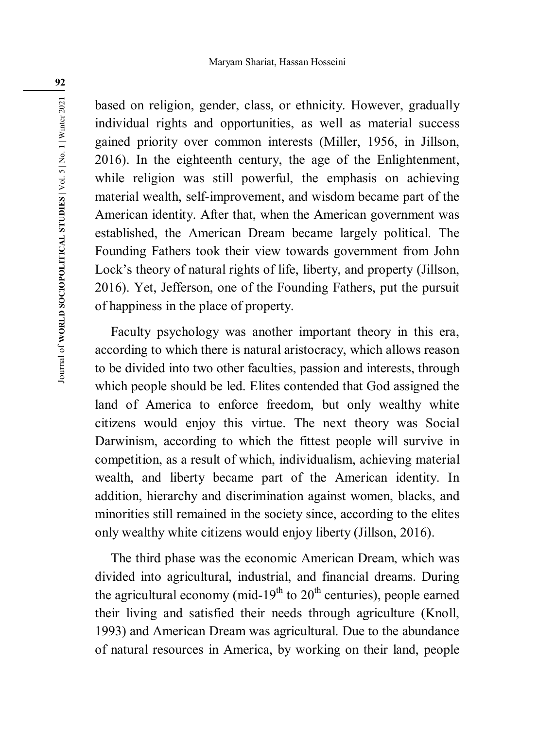based on religion, gender, class, or ethnicity. However, gradually individual rights and opportunities, as well as material success gained priority over common interests (Miller, 1956, in Jillson, 2016). In the eighteenth century, the age of the Enlightenment, while religion was still powerful, the emphasis on achieving material wealth, self-improvement, and wisdom became part of the American identity. After that, when the American government was established, the American Dream became largely political. The Founding Fathers took their view towards government from John Lock's theory of natural rights of life, liberty, and property (Jillson, 2016). Yet, Jefferson, one of the Founding Fathers, put the pursuit of happiness in the place of property.

Faculty psychology was another important theory in this era, according to which there is natural aristocracy, which allows reason to be divided into two other faculties, passion and interests, through which people should be led. Elites contended that God assigned the land of America to enforce freedom, but only wealthy white citizens would enjoy this virtue. The next theory was Social Darwinism, according to which the fittest people will survive in competition, as a result of which, individualism, achieving material wealth, and liberty became part of the American identity. In addition, hierarchy and discrimination against women, blacks, and minorities still remained in the society since, according to the elites only wealthy white citizens would enjoy liberty (Jillson, 2016).

The third phase was the economic American Dream, which was divided into agricultural, industrial, and financial dreams. During the agricultural economy (mid-19th to 20th centuries), people earned their living and satisfied their needs through agriculture (Knoll, 1993) and American Dream was agricultural. Due to the abundance of natural resources in America, by working on their land, people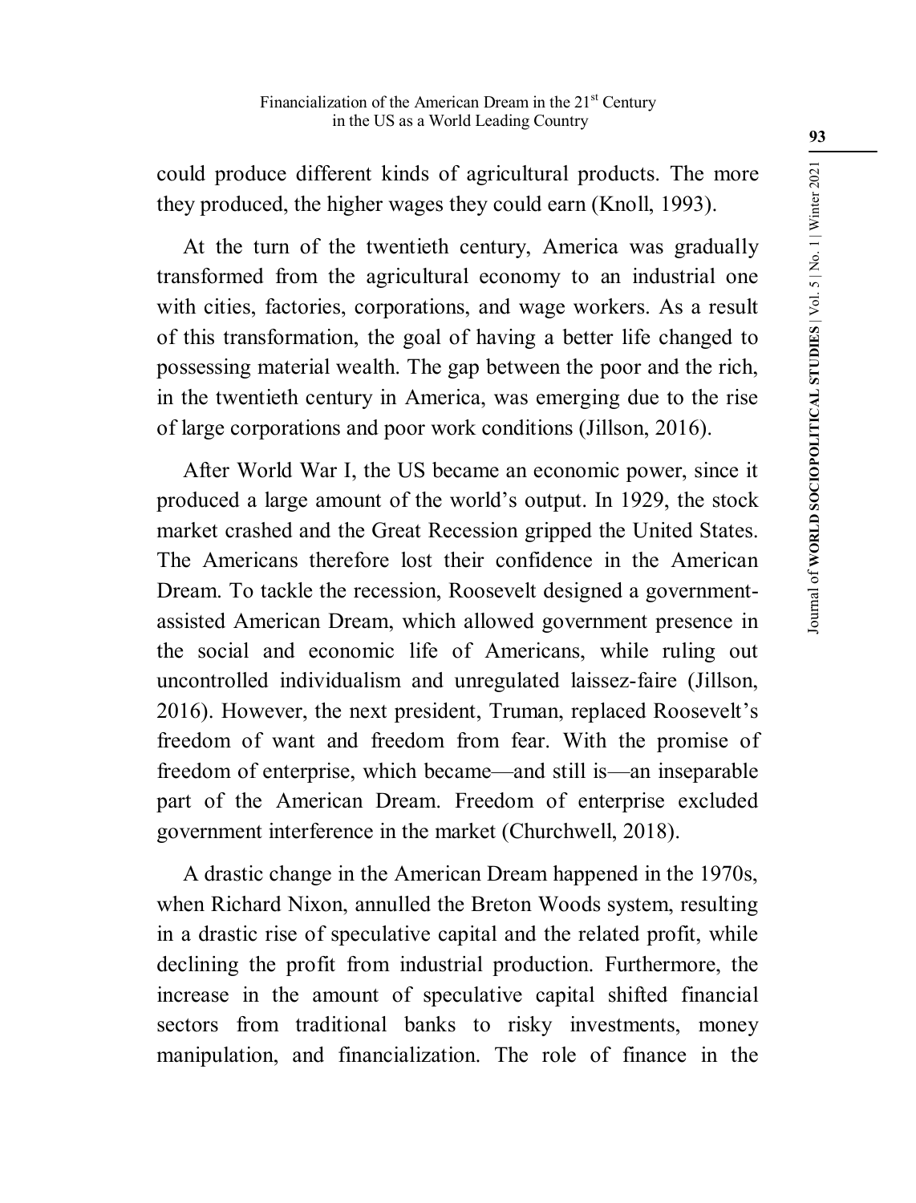could produce different kinds of agricultural products. The more they produced, the higher wages they could earn (Knoll, 1993).

At the turn of the twentieth century, America was gradually transformed from the agricultural economy to an industrial one with cities, factories, corporations, and wage workers. As a result of this transformation, the goal of having a better life changed to possessing material wealth. The gap between the poor and the rich, in the twentieth century in America, was emerging due to the rise of large corporations and poor work conditions (Jillson, 2016).

After World War I, the US became an economic power, since it produced a large amount of the world's output. In 1929, the stock market crashed and the Great Recession gripped the United States. The Americans therefore lost their confidence in the American Dream. To tackle the recession, Roosevelt designed a government-assisted American Dream, which allowed government presence in the social and economic life of Americans, while ruling out uncontrolled individualism and unregulated laissez-faire (Jillson, 2016). However, the next president, Truman, replaced Roosevelt's freedom of want and freedom from fear. With the promise of freedom of enterprise, which became—and still is—an inseparable part of the American Dream. Freedom of enterprise excluded government interference in the market (Churchwell, 2018).

A drastic change in the American Dream happened in the 1970s, when Richard Nixon, annulled the Breton Woods system, resulting in a drastic rise of speculative capital and the related profit, while declining the profit from industrial production. Furthermore, the increase in the amount of speculative capital shifted financial sectors from traditional banks to risky investments, money manipulation, and financialization. The role of finance in the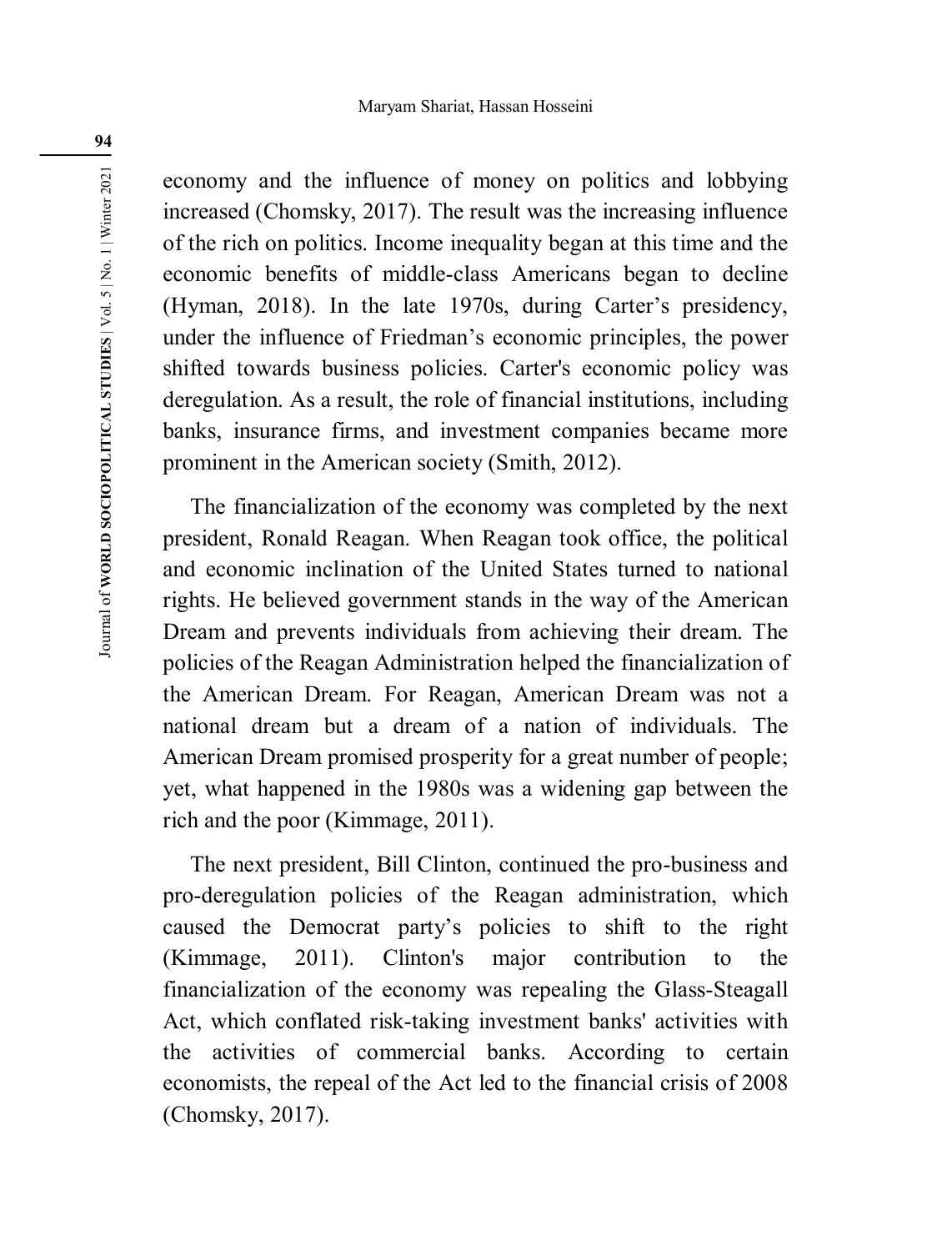economy and the influence of money on politics and lobbying increased (Chomsky, 2017). The result was the increasing influence of the rich on politics. Income inequality began at this time and the economic benefits of middle-class Americans began to decline (Hyman, 2018). In the late 1970s, during Carter's presidency, under the influence of Friedman's economic principles, the power shifted towards business policies. Carter's economic policy was deregulation. As a result, the role of financial institutions, including banks, insurance firms, and investment companies became more prominent in the American society (Smith, 2012).

The financialization of the economy was completed by the next president, Ronald Reagan. When Reagan took office, the political and economic inclination of the United States turned to national rights. He believed government stands in the way of the American Dream and prevents individuals from achieving their dream. The policies of the Reagan Administration helped the financialization of the American Dream. For Reagan, American Dream was not a national dream but a dream of a nation of individuals. The American Dream promised prosperity for a great number of people; yet, what happened in the 1980s was a widening gap between the rich and the poor (Kimmage, 2011).

The next president, Bill Clinton, continued the pro-business and pro-deregulation policies of the Reagan administration, which caused the Democrat party's policies to shift to the right (Kimmage, 2011). Clinton's major contribution to the financialization of the economy was repealing the Glass-Steagall Act, which conflated risk-taking investment banks' activities with the activities of commercial banks. According to certain economists, the repeal of the Act led to the financial crisis of 2008 (Chomsky, 2017).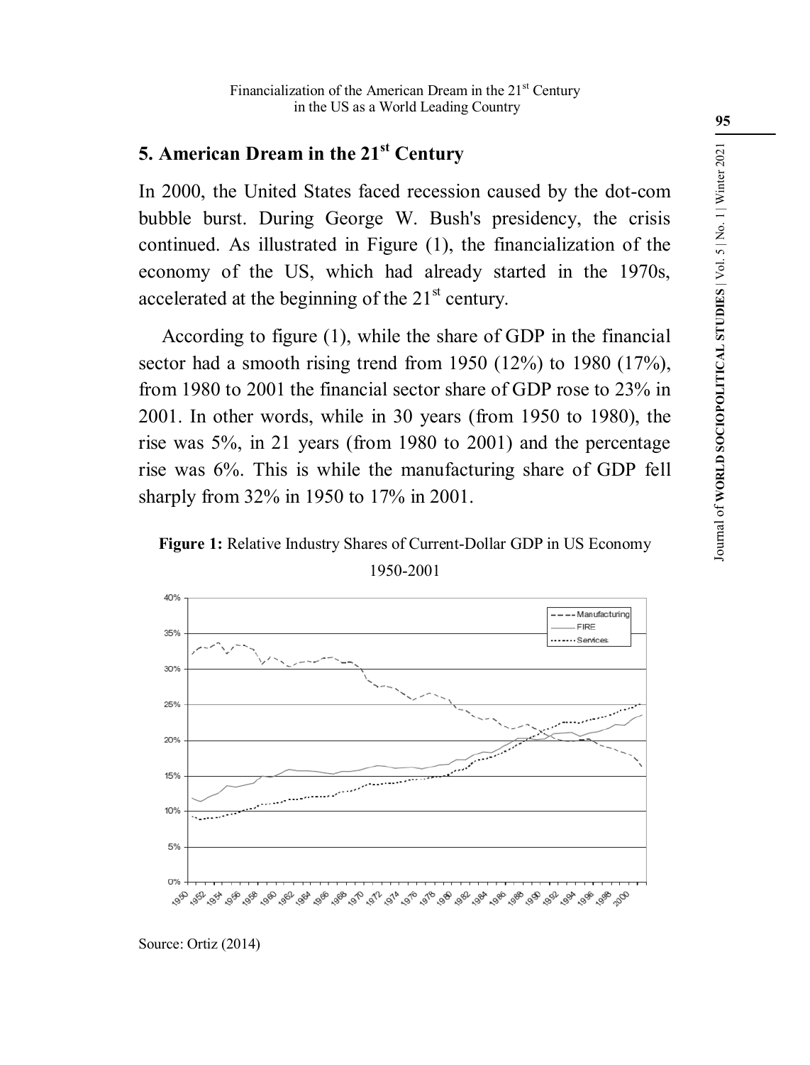## 5. American Dream in the 21st Century

In 2000, the United States faced recession caused by the dot-com bubble burst. During George W. Bush's presidency, the crisis continued. As illustrated in Figure (1), the financialization of the economy of the US, which had already started in the 1970s, accelerated at the beginning of the 21st century.

According to figure (1), while the share of GDP in the financial sector had a smooth rising trend from 1950 (12%) to 1980 (17%), from 1980 to 2001 the financial sector share of GDP rose to 23% in 2001. In other words, while in 30 years (from 1950 to 1980), the rise was 5%, in 21 years (from 1980 to 2001) and the percentage rise was 6%. This is while the manufacturing share of GDP fell sharply from 32% in 1950 to 17% in 2001.

**Figure 1:** Relative Industry Shares of Current-Dollar GDP in US Economy 1950-2001

Source: Ortiz (2014)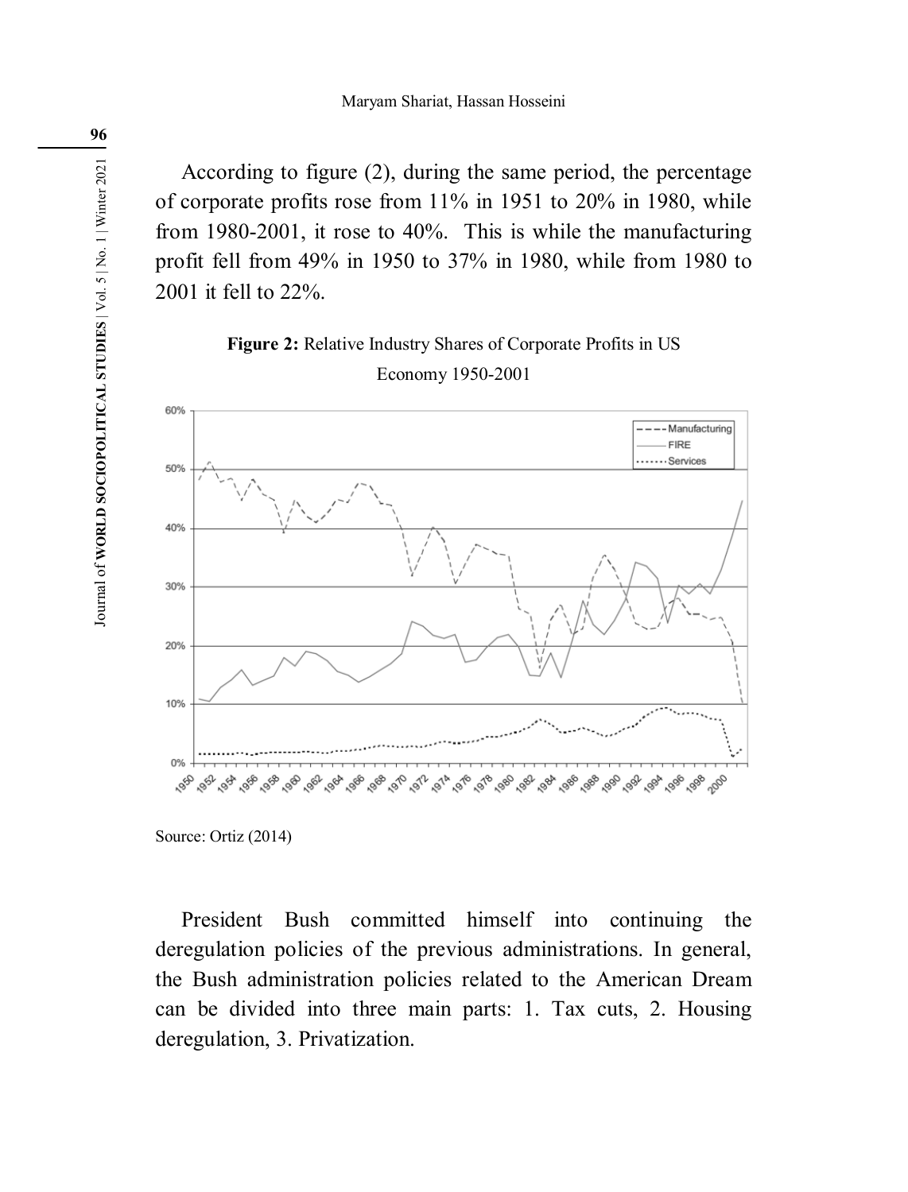According to figure (2), during the same period, the percentage of corporate profits rose from 11% in 1951 to 20% in 1980, while from 1980-2001, it rose to 40%. This is while the manufacturing profit fell from 49% in 1950 to 37% in 1980, while from 1980 to 2001 it fell to 22%.

**Figure 2:** Relative Industry Shares of Corporate Profits in US Economy 1950-2001

Source: Ortiz (2014)

President Bush committed himself into continuing the deregulation policies of the previous administrations. In general, the Bush administration policies related to the American Dream can be divided into three main parts: 1. Tax cuts, 2. Housing deregulation, 3. Privatization.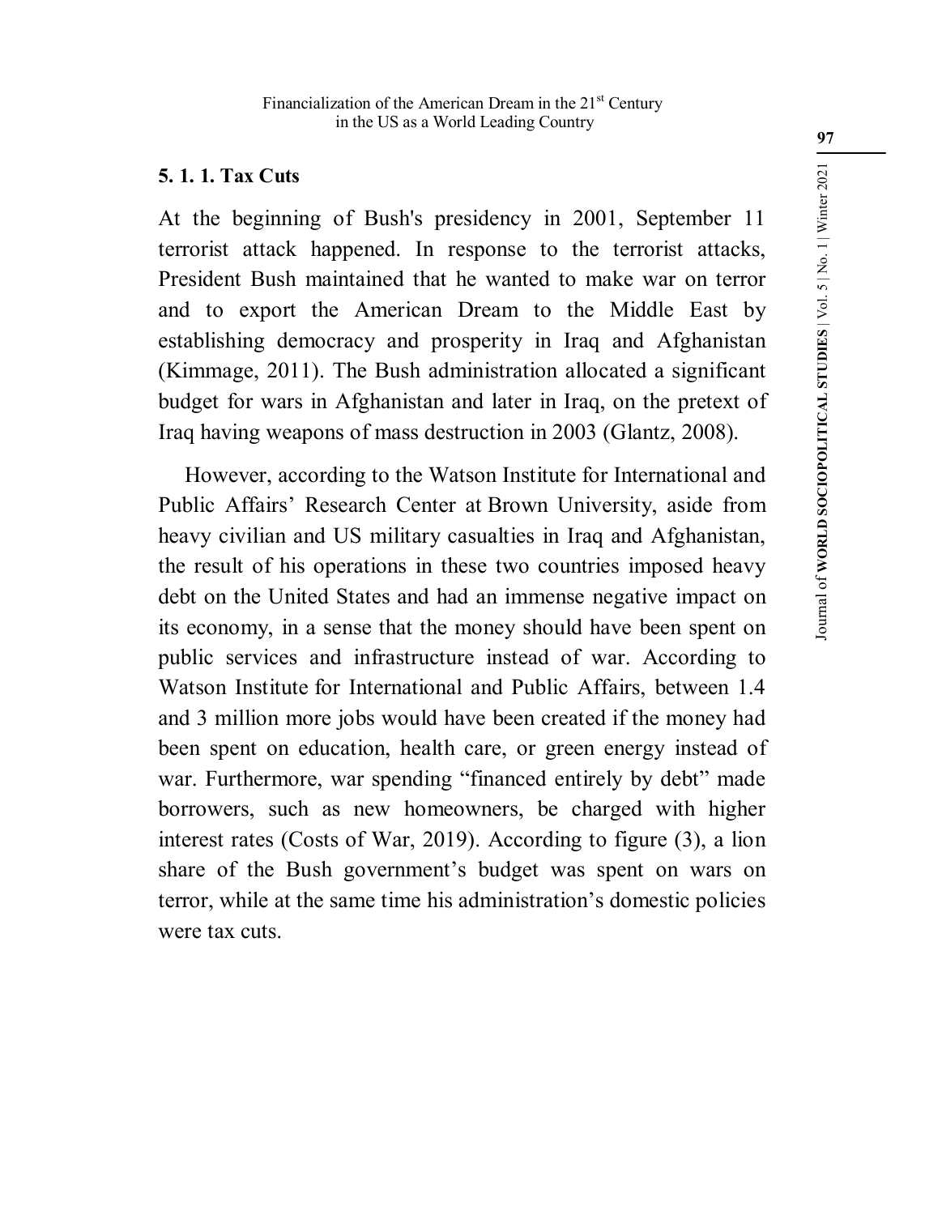### 5. 1. 1. Tax Cuts

At the beginning of Bush's presidency in 2001, September 11 terrorist attack happened. In response to the terrorist attacks, President Bush maintained that he wanted to make war on terror and to export the American Dream to the Middle East by establishing democracy and prosperity in Iraq and Afghanistan (Kimmage, 2011). The Bush administration allocated a significant budget for wars in Afghanistan and later in Iraq, on the pretext of Iraq having weapons of mass destruction in 2003 (Glantz, 2008).

However, according to the Watson Institute for International and Public Affairs' Research Center at Brown University, aside from heavy civilian and US military casualties in Iraq and Afghanistan, the result of his operations in these two countries imposed heavy debt on the United States and had an immense negative impact on its economy, in a sense that the money should have been spent on public services and infrastructure instead of war. According to Watson Institute for International and Public Affairs, between 1.4 and 3 million more jobs would have been created if the money had been spent on education, health care, or green energy instead of war. Furthermore, war spending "financed entirely by debt" made borrowers, such as new homeowners, be charged with higher interest rates (Costs of War, 2019). According to figure (3), a lion share of the Bush government's budget was spent on wars on terror, while at the same time his administration's domestic policies were tax cuts.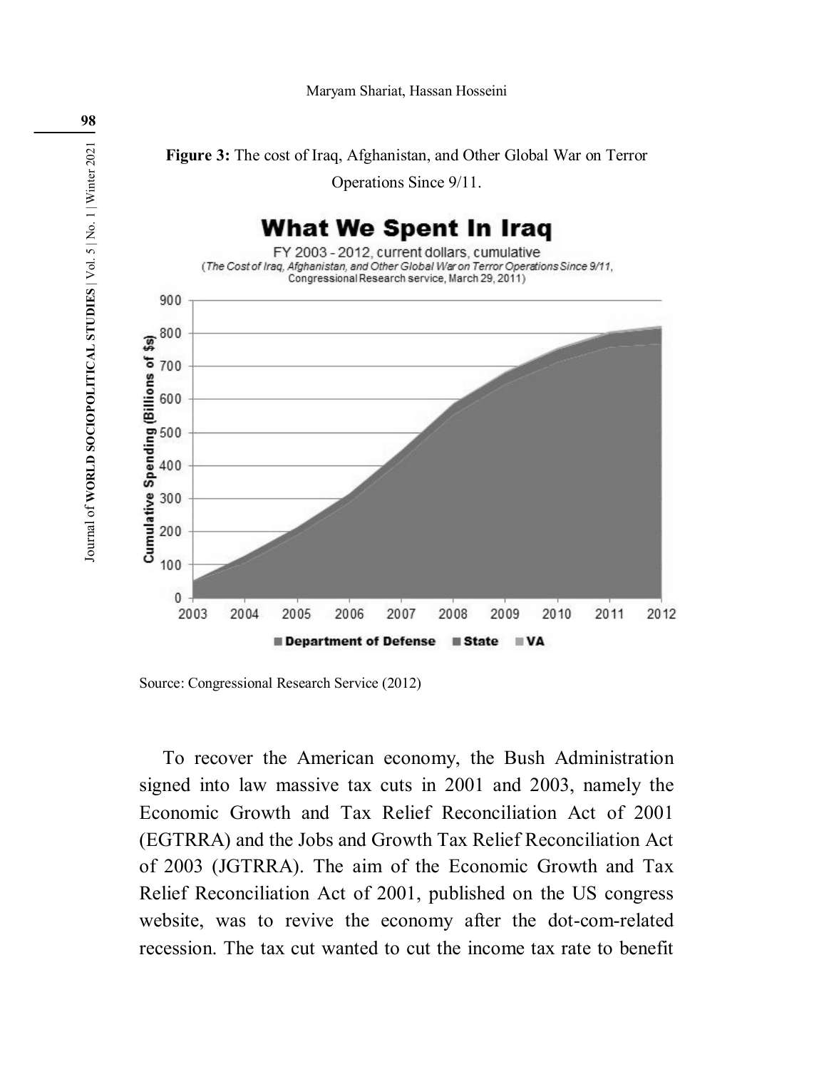**Figure 3:** The cost of Iraq, Afghanistan, and Other Global War on Terror Operations Since 9/11.

Source: Congressional Research Service (2012)

To recover the American economy, the Bush Administration signed into law massive tax cuts in 2001 and 2003, namely the Economic Growth and Tax Relief Reconciliation Act of 2001 (EGTRRA) and the Jobs and Growth Tax Relief Reconciliation Act of 2003 (JGTRRA). The aim of the Economic Growth and Tax Relief Reconciliation Act of 2001, published on the US congress website, was to revive the economy after the dot-com-related recession. The tax cut wanted to cut the income tax rate to benefit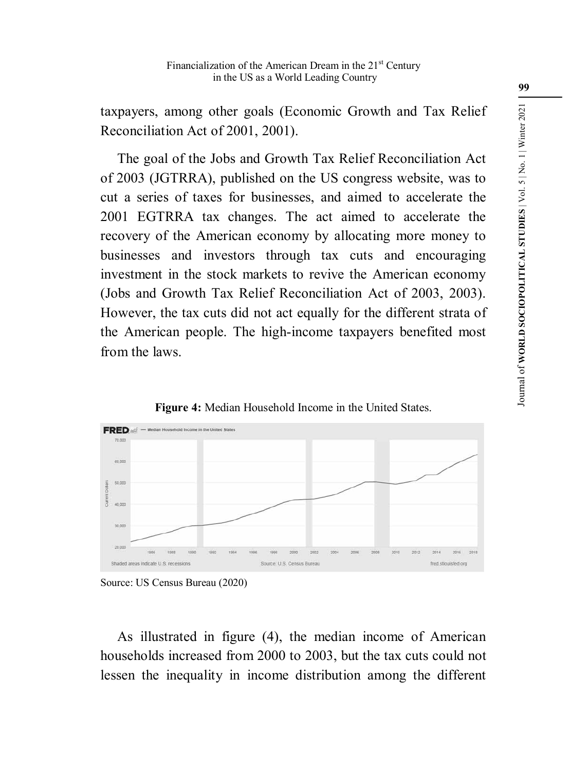taxpayers, among other goals (Economic Growth and Tax Relief Reconciliation Act of 2001, 2001).

The goal of the Jobs and Growth Tax Relief Reconciliation Act of 2003 (JGTRRA), published on the US congress website, was to cut a series of taxes for businesses, and aimed to accelerate the 2001 EGTRRA tax changes. The act aimed to accelerate the recovery of the American economy by allocating more money to businesses and investors through tax cuts and encouraging investment in the stock markets to revive the American economy (Jobs and Growth Tax Relief Reconciliation Act of 2003, 2003). However, the tax cuts did not act equally for the different strata of the American people. The high-income taxpayers benefited most from the laws.

**Figure 4:** Median Household Income in the United States.

Source: US Census Bureau (2020)

As illustrated in figure (4), the median income of American households increased from 2000 to 2003, but the tax cuts could not lessen the inequality in income distribution among the different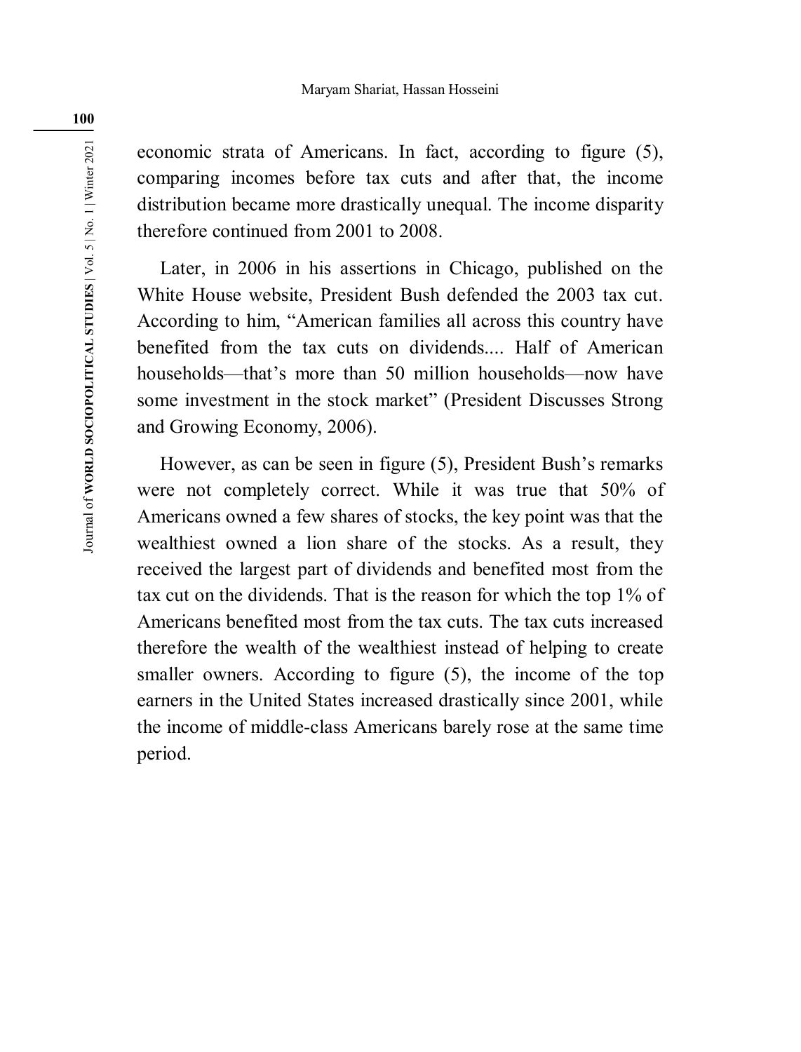economic strata of Americans. In fact, according to figure (5), comparing incomes before tax cuts and after that, the income distribution became more drastically unequal. The income disparity therefore continued from 2001 to 2008.

Later, in 2006 in his assertions in Chicago, published on the White House website, President Bush defended the 2003 tax cut. According to him, "American families all across this country have benefited from the tax cuts on dividends.... Half of American households—that's more than 50 million households—now have some investment in the stock market" (President Discusses Strong and Growing Economy, 2006).

However, as can be seen in figure (5), President Bush's remarks were not completely correct. While it was true that 50% of Americans owned a few shares of stocks, the key point was that the wealthiest owned a lion share of the stocks. As a result, they received the largest part of dividends and benefited most from the tax cut on the dividends. That is the reason for which the top 1% of Americans benefited most from the tax cuts. The tax cuts increased therefore the wealth of the wealthiest instead of helping to create smaller owners. According to figure (5), the income of the top earners in the United States increased drastically since 2001, while the income of middle-class Americans barely rose at the same time period.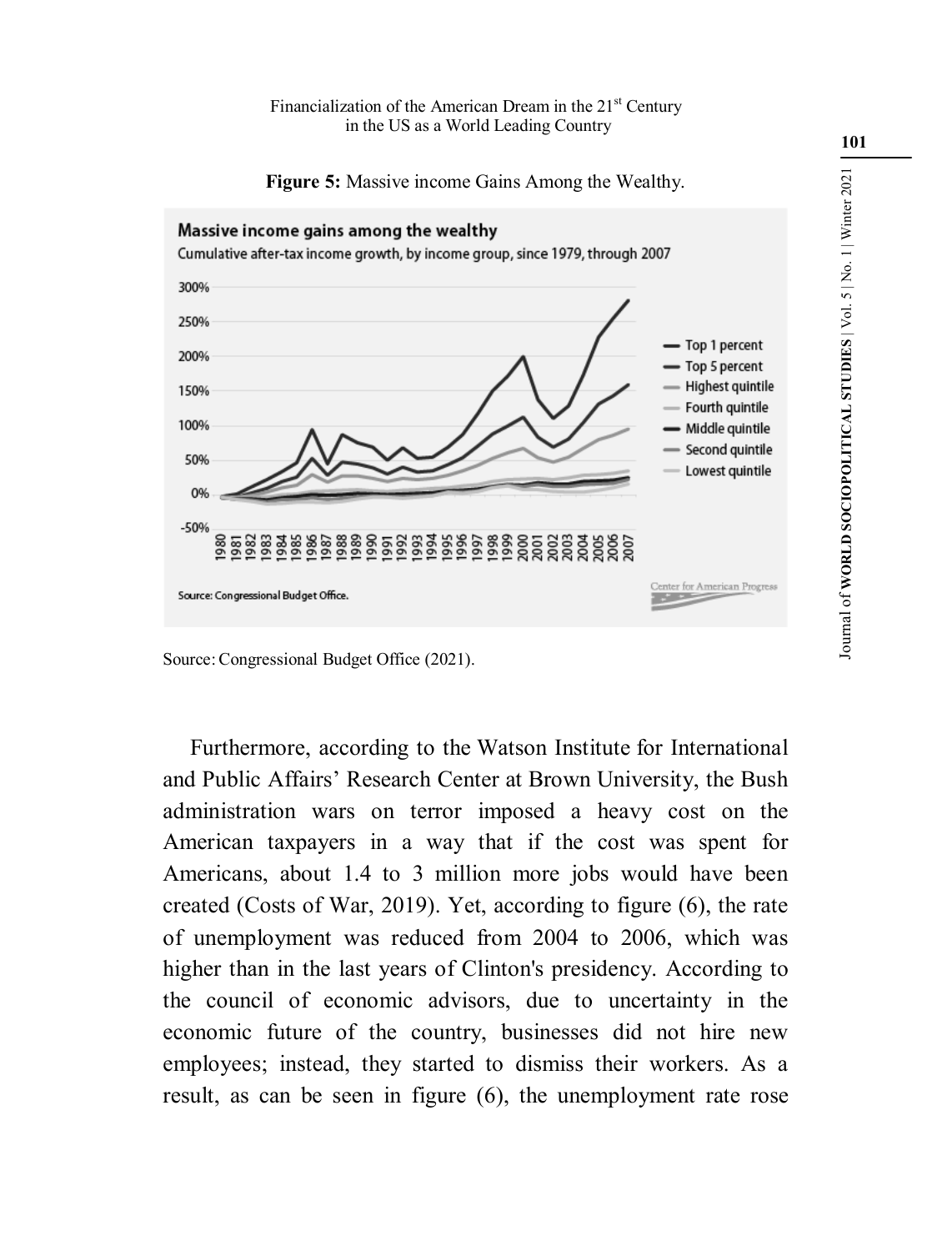**Figure 5:** Massive income Gains Among the Wealthy.

Source: Congressional Budget Office (2021).

Furthermore, according to the Watson Institute for International and Public Affairs' Research Center at Brown University, the Bush administration wars on terror imposed a heavy cost on the American taxpayers in a way that if the cost was spent for Americans, about 1.4 to 3 million more jobs would have been created (Costs of War, 2019). Yet, according to figure (6), the rate of unemployment was reduced from 2004 to 2006, which was higher than in the last years of Clinton's presidency. According to the council of economic advisors, due to uncertainty in the economic future of the country, businesses did not hire new employees; instead, they started to dismiss their workers. As a result, as can be seen in figure (6), the unemployment rate rose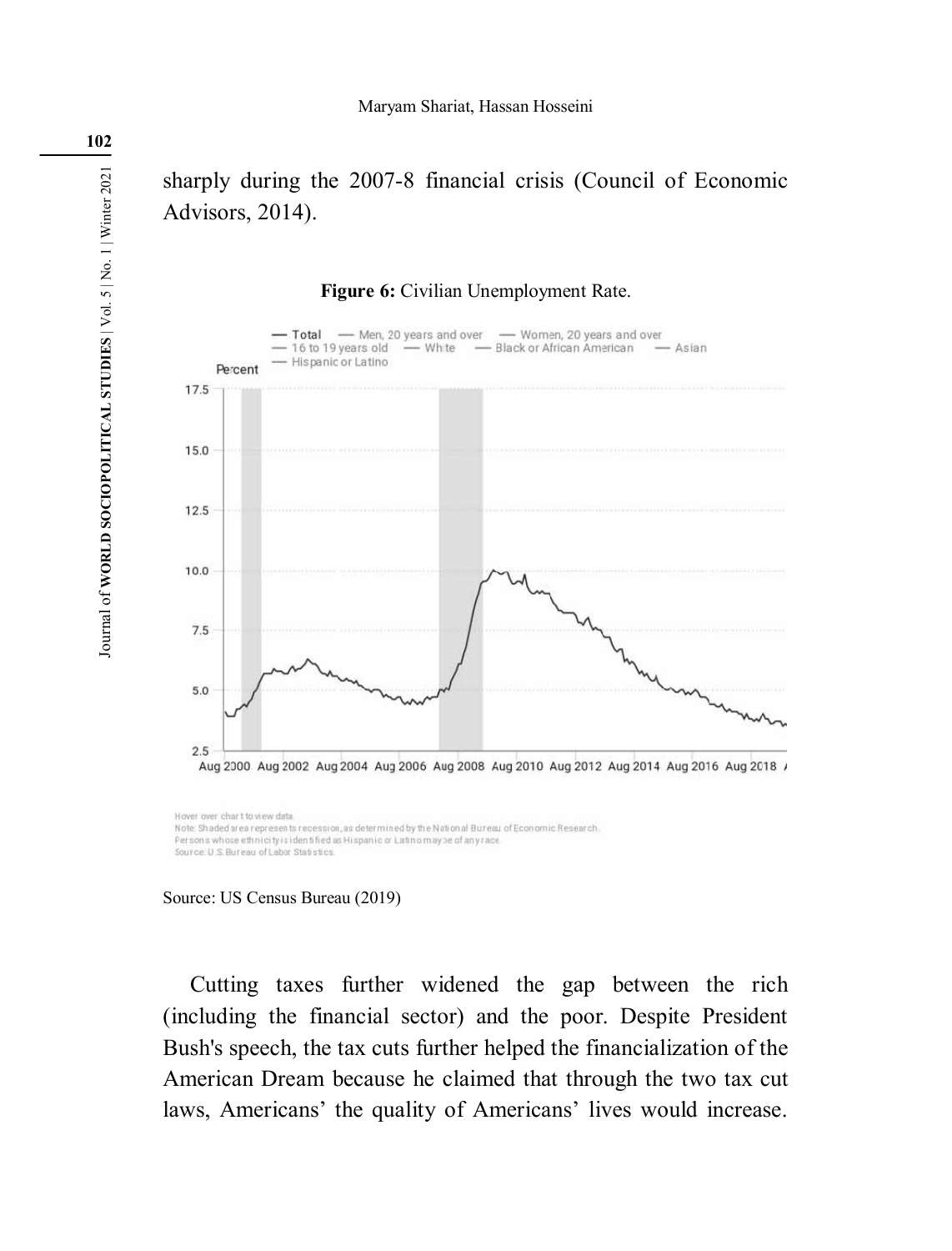sharply during the 2007-8 financial crisis (Council of Economic Advisors, 2014).

**Figure 6:** Civilian Unemployment Rate.

Source: US Census Bureau (2019)

Cutting taxes further widened the gap between the rich (including the financial sector) and the poor. Despite President Bush's speech, the tax cuts further helped the financialization of the American Dream because he claimed that through the two tax cut laws, Americans' the quality of Americans' lives would increase.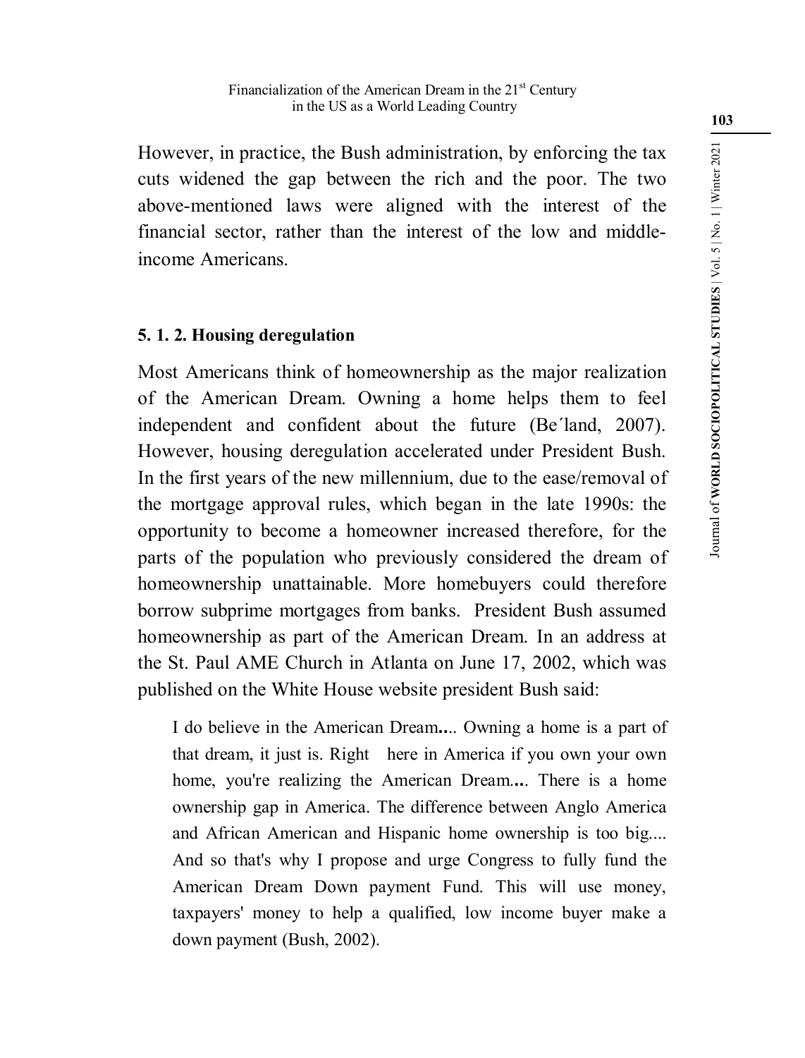However, in practice, the Bush administration, by enforcing the tax cuts widened the gap between the rich and the poor. The two above-mentioned laws were aligned with the interest of the financial sector, rather than the interest of the low and middle-income Americans.

### 5. 1. 2. Housing deregulation

Most Americans think of homeownership as the major realization of the American Dream. Owning a home helps them to feel independent and confident about the future (Be´land, 2007). However, housing deregulation accelerated under President Bush. In the first years of the new millennium, due to the ease/removal of the mortgage approval rules, which began in the late 1990s: the opportunity to become a homeowner increased therefore, for the parts of the population who previously considered the dream of homeownership unattainable. More homebuyers could therefore borrow subprime mortgages from banks. President Bush assumed homeownership as part of the American Dream. In an address at the St. Paul AME Church in Atlanta on June 17, 2002, which was published on the White House website president Bush said:

> I do believe in the American Dream.... Owning a home is a part of that dream, it just is. Right here in America if you own your own home, you're realizing the American Dream.... There is a home ownership gap in America. The difference between Anglo America and African American and Hispanic home ownership is too big.... And so that's why I propose and urge Congress to fully fund the American Dream Down payment Fund. This will use money, taxpayers' money to help a qualified, low income buyer make a down payment (Bush, 2002).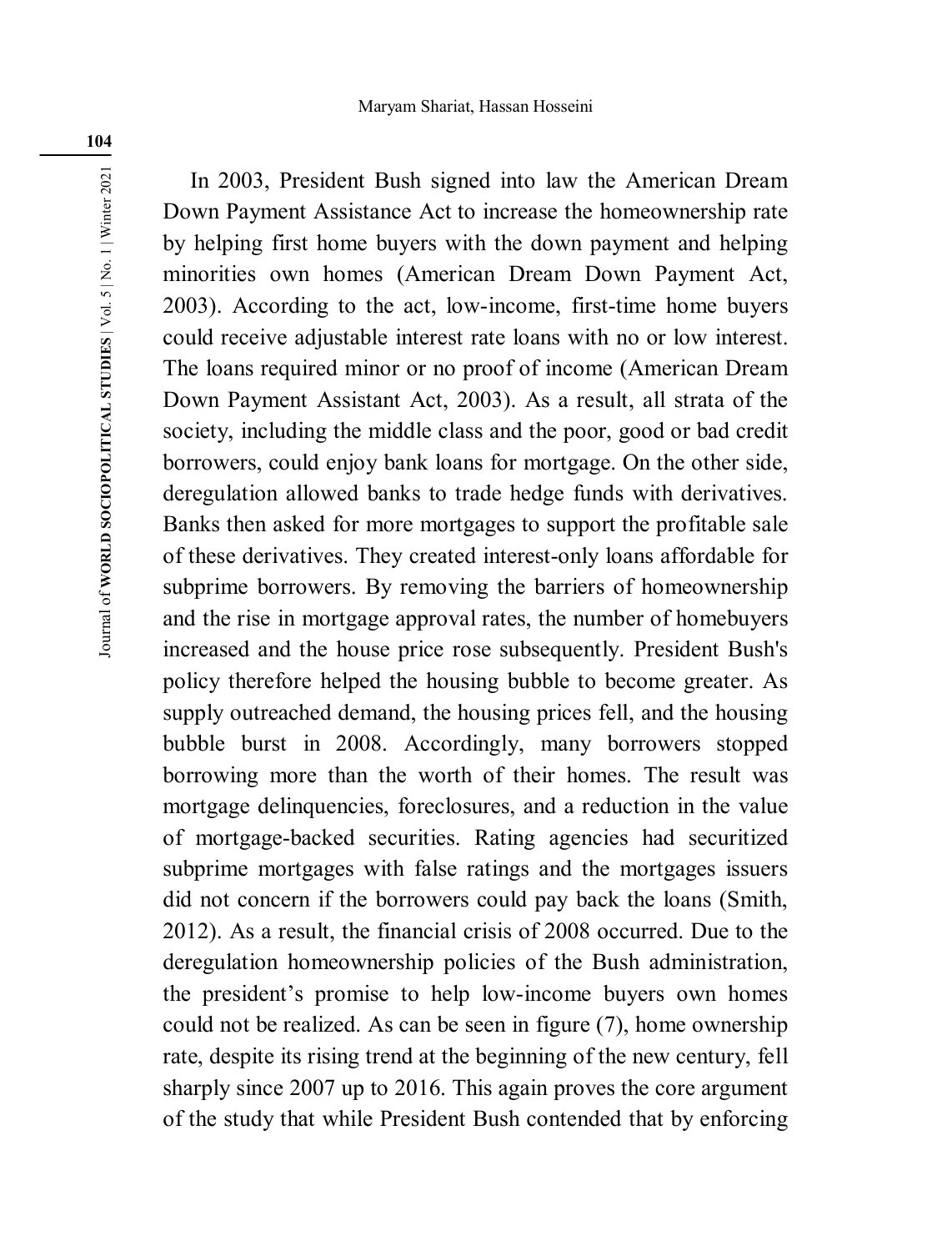In 2003, President Bush signed into law the American Dream Down Payment Assistance Act to increase the homeownership rate by helping first home buyers with the down payment and helping minorities own homes (American Dream Down Payment Act, 2003). According to the act, low-income, first-time home buyers could receive adjustable interest rate loans with no or low interest. The loans required minor or no proof of income (American Dream Down Payment Assistant Act, 2003). As a result, all strata of the society, including the middle class and the poor, good or bad credit borrowers, could enjoy bank loans for mortgage. On the other side, deregulation allowed banks to trade hedge funds with derivatives. Banks then asked for more mortgages to support the profitable sale of these derivatives. They created interest-only loans affordable for subprime borrowers. By removing the barriers of homeownership and the rise in mortgage approval rates, the number of homebuyers increased and the house price rose subsequently. President Bush's policy therefore helped the housing bubble to become greater. As supply outreached demand, the housing prices fell, and the housing bubble burst in 2008. Accordingly, many borrowers stopped borrowing more than the worth of their homes. The result was mortgage delinquencies, foreclosures, and a reduction in the value of mortgage-backed securities. Rating agencies had securitized subprime mortgages with false ratings and the mortgages issuers did not concern if the borrowers could pay back the loans (Smith, 2012). As a result, the financial crisis of 2008 occurred. Due to the deregulation homeownership policies of the Bush administration, the president's promise to help low-income buyers own homes could not be realized. As can be seen in figure (7), home ownership rate, despite its rising trend at the beginning of the new century, fell sharply since 2007 up to 2016. This again proves the core argument of the study that while President Bush contended that by enforcing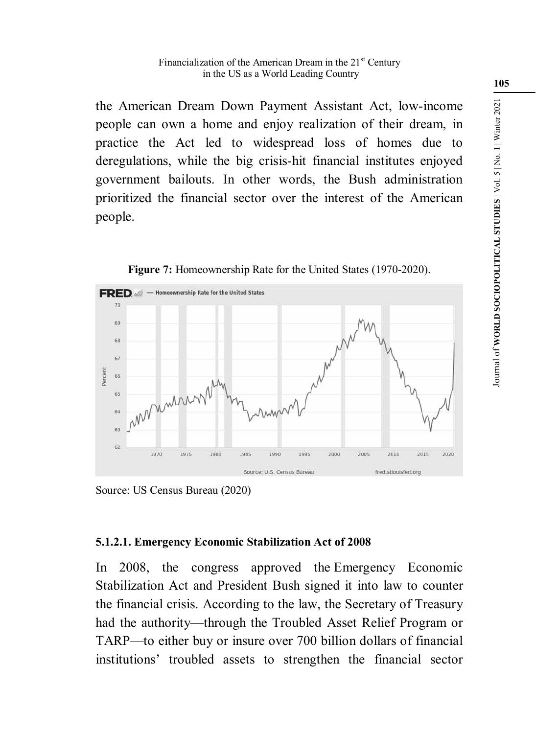the American Dream Down Payment Assistant Act, low-income people can own a home and enjoy realization of their dream, in practice the Act led to widespread loss of homes due to deregulations, while the big crisis-hit financial institutes enjoyed government bailouts. In other words, the Bush administration prioritized the financial sector over the interest of the American people.

**Figure 7:** Homeownership Rate for the United States (1970-2020).

Source: US Census Bureau (2020)

#### 5.1.2.1. Emergency Economic Stabilization Act of 2008

In 2008, the congress approved the Emergency Economic Stabilization Act and President Bush signed it into law to counter the financial crisis. According to the law, the Secretary of Treasury had the authority—through the Troubled Asset Relief Program or TARP—to either buy or insure over 700 billion dollars of financial institutions' troubled assets to strengthen the financial sector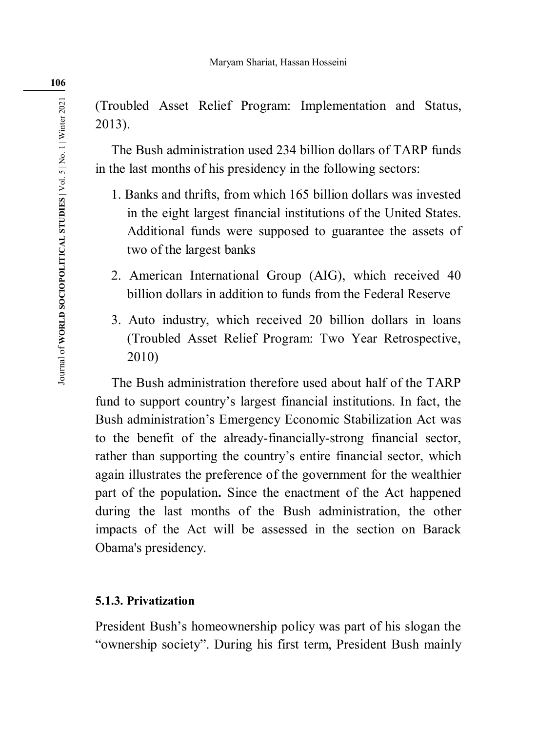(Troubled Asset Relief Program: Implementation and Status, 2013).

The Bush administration used 234 billion dollars of TARP funds in the last months of his presidency in the following sectors:

1. Banks and thrifts, from which 165 billion dollars was invested in the eight largest financial institutions of the United States. Additional funds were supposed to guarantee the assets of two of the largest banks
2. American International Group (AIG), which received 40 billion dollars in addition to funds from the Federal Reserve
3. Auto industry, which received 20 billion dollars in loans (Troubled Asset Relief Program: Two Year Retrospective, 2010)

The Bush administration therefore used about half of the TARP fund to support country's largest financial institutions. In fact, the Bush administration's Emergency Economic Stabilization Act was to the benefit of the already-financially-strong financial sector, rather than supporting the country's entire financial sector, which again illustrates the preference of the government for the wealthier part of the population**.** Since the enactment of the Act happened during the last months of the Bush administration, the other impacts of the Act will be assessed in the section on Barack Obama's presidency.

#### 5.1.3. Privatization

President Bush's homeownership policy was part of his slogan the "ownership society". During his first term, President Bush mainly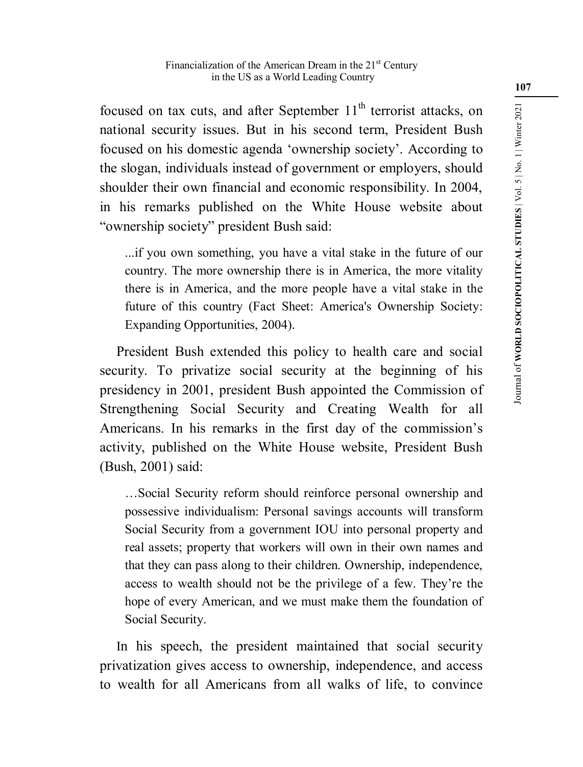focused on tax cuts, and after September 11th terrorist attacks, on national security issues. But in his second term, President Bush focused on his domestic agenda 'ownership society'. According to the slogan, individuals instead of government or employers, should shoulder their own financial and economic responsibility. In 2004, in his remarks published on the White House website about "ownership society" president Bush said:

> ...if you own something, you have a vital stake in the future of our country. The more ownership there is in America, the more vitality there is in America, and the more people have a vital stake in the future of this country (Fact Sheet: America's Ownership Society: Expanding Opportunities, 2004).

President Bush extended this policy to health care and social security. To privatize social security at the beginning of his presidency in 2001, president Bush appointed the Commission of Strengthening Social Security and Creating Wealth for all Americans. In his remarks in the first day of the commission's activity, published on the White House website, President Bush (Bush, 2001) said:

> …Social Security reform should reinforce personal ownership and possessive individualism: Personal savings accounts will transform Social Security from a government IOU into personal property and real assets; property that workers will own in their own names and that they can pass along to their children. Ownership, independence, access to wealth should not be the privilege of a few. They're the hope of every American, and we must make them the foundation of Social Security.

In his speech, the president maintained that social security privatization gives access to ownership, independence, and access to wealth for all Americans from all walks of life, to convince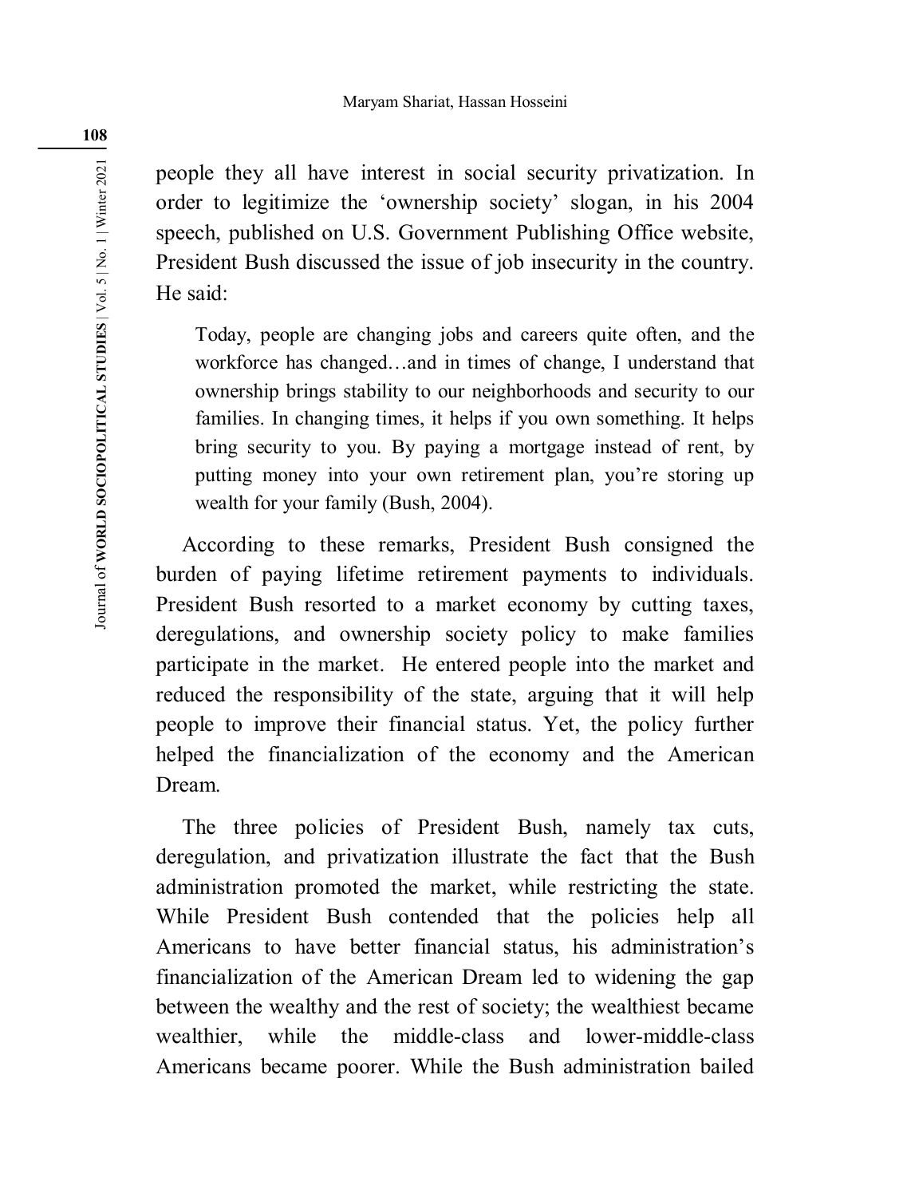people they all have interest in social security privatization. In order to legitimize the 'ownership society' slogan, in his 2004 speech, published on U.S. Government Publishing Office website, President Bush discussed the issue of job insecurity in the country. He said:

> Today, people are changing jobs and careers quite often, and the workforce has changed…and in times of change, I understand that ownership brings stability to our neighborhoods and security to our families. In changing times, it helps if you own something. It helps bring security to you. By paying a mortgage instead of rent, by putting money into your own retirement plan, you're storing up wealth for your family (Bush, 2004).

According to these remarks, President Bush consigned the burden of paying lifetime retirement payments to individuals. President Bush resorted to a market economy by cutting taxes, deregulations, and ownership society policy to make families participate in the market. He entered people into the market and reduced the responsibility of the state, arguing that it will help people to improve their financial status. Yet, the policy further helped the financialization of the economy and the American Dream.

The three policies of President Bush, namely tax cuts, deregulation, and privatization illustrate the fact that the Bush administration promoted the market, while restricting the state. While President Bush contended that the policies help all Americans to have better financial status, his administration's financialization of the American Dream led to widening the gap between the wealthy and the rest of society; the wealthiest became wealthier, while the middle-class and lower-middle-class Americans became poorer. While the Bush administration bailed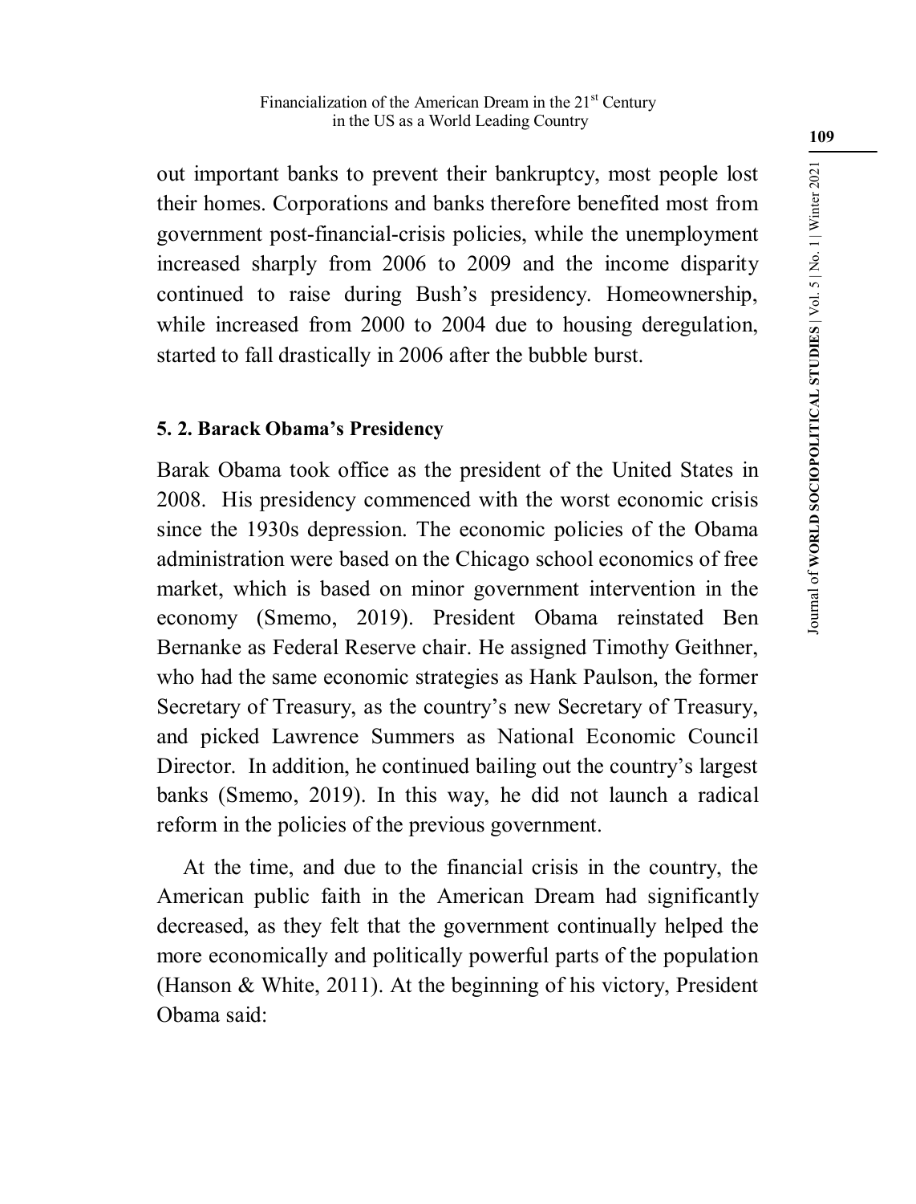out important banks to prevent their bankruptcy, most people lost their homes. Corporations and banks therefore benefited most from government post-financial-crisis policies, while the unemployment increased sharply from 2006 to 2009 and the income disparity continued to raise during Bush's presidency. Homeownership, while increased from 2000 to 2004 due to housing deregulation, started to fall drastically in 2006 after the bubble burst.

### 5. 2. Barack Obama's Presidency

Barak Obama took office as the president of the United States in 2008. His presidency commenced with the worst economic crisis since the 1930s depression. The economic policies of the Obama administration were based on the Chicago school economics of free market, which is based on minor government intervention in the economy (Smemo, 2019). President Obama reinstated Ben Bernanke as Federal Reserve chair. He assigned Timothy Geithner, who had the same economic strategies as Hank Paulson, the former Secretary of Treasury, as the country's new Secretary of Treasury, and picked Lawrence Summers as National Economic Council Director. In addition, he continued bailing out the country's largest banks (Smemo, 2019). In this way, he did not launch a radical reform in the policies of the previous government.

At the time, and due to the financial crisis in the country, the American public faith in the American Dream had significantly decreased, as they felt that the government continually helped the more economically and politically powerful parts of the population (Hanson & White, 2011). At the beginning of his victory, President Obama said: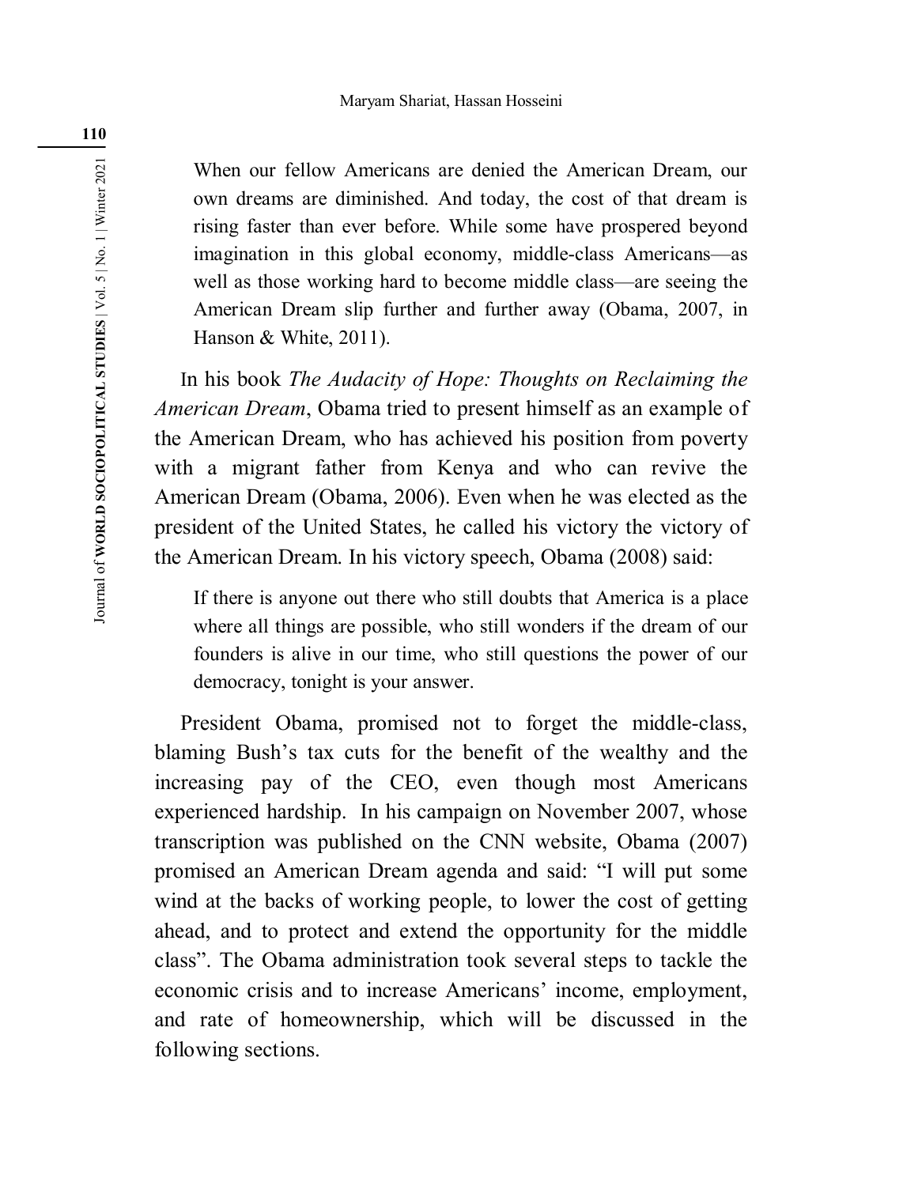> When our fellow Americans are denied the American Dream, our own dreams are diminished. And today, the cost of that dream is rising faster than ever before. While some have prospered beyond imagination in this global economy, middle-class Americans—as well as those working hard to become middle class—are seeing the American Dream slip further and further away (Obama, 2007, in Hanson & White, 2011).

In his book *The Audacity of Hope: Thoughts on Reclaiming the American Dream*, Obama tried to present himself as an example of the American Dream, who has achieved his position from poverty with a migrant father from Kenya and who can revive the American Dream (Obama, 2006). Even when he was elected as the president of the United States, he called his victory the victory of the American Dream. In his victory speech, Obama (2008) said:

> If there is anyone out there who still doubts that America is a place where all things are possible, who still wonders if the dream of our founders is alive in our time, who still questions the power of our democracy, tonight is your answer.

President Obama, promised not to forget the middle-class, blaming Bush's tax cuts for the benefit of the wealthy and the increasing pay of the CEO, even though most Americans experienced hardship. In his campaign on November 2007, whose transcription was published on the CNN website, Obama (2007) promised an American Dream agenda and said: "I will put some wind at the backs of working people, to lower the cost of getting ahead, and to protect and extend the opportunity for the middle class". The Obama administration took several steps to tackle the economic crisis and to increase Americans' income, employment, and rate of homeownership, which will be discussed in the following sections.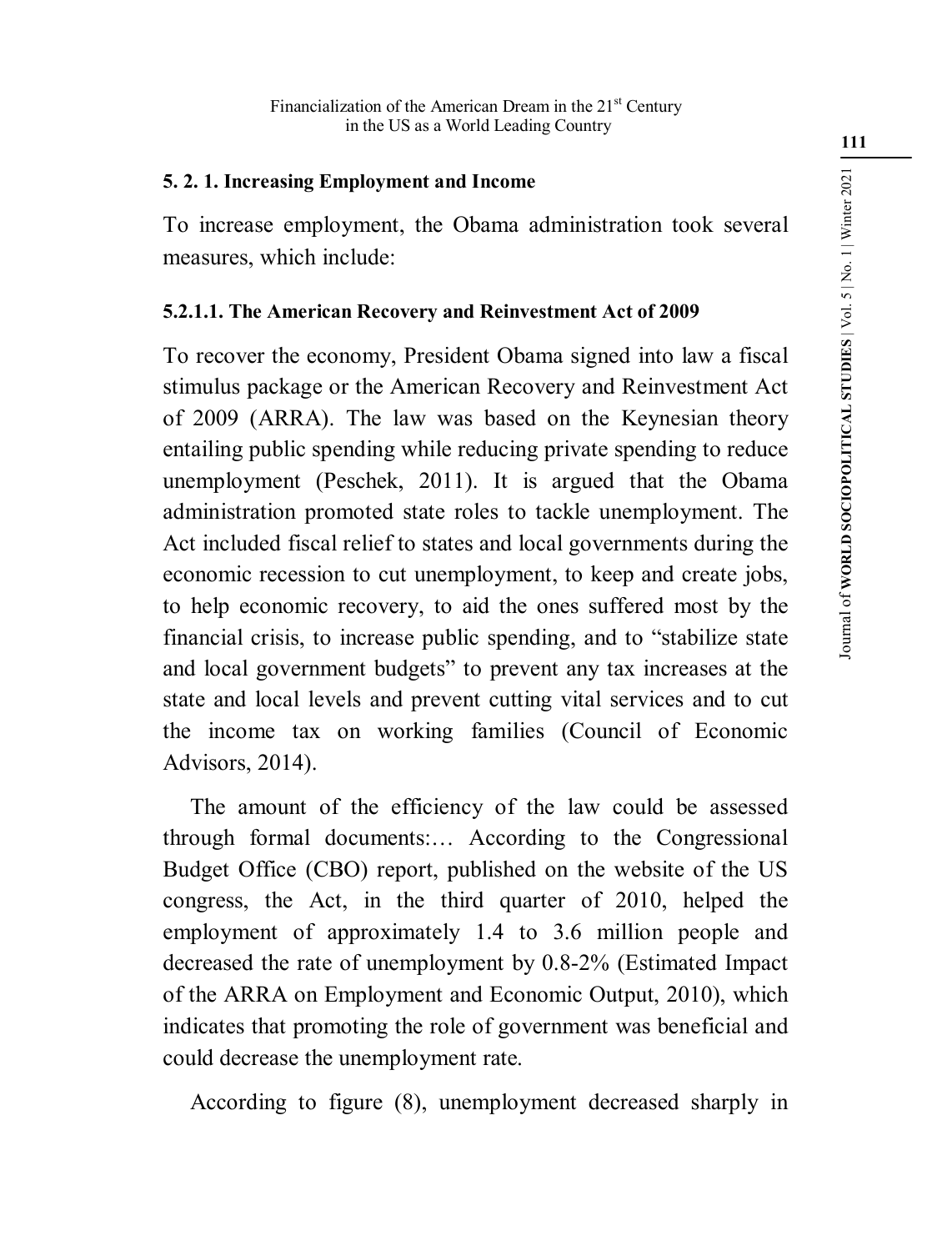### 5. 2. 1. Increasing Employment and Income

To increase employment, the Obama administration took several measures, which include:

#### 5.2.1.1. The American Recovery and Reinvestment Act of 2009

To recover the economy, President Obama signed into law a fiscal stimulus package or the American Recovery and Reinvestment Act of 2009 (ARRA). The law was based on the Keynesian theory entailing public spending while reducing private spending to reduce unemployment (Peschek, 2011). It is argued that the Obama administration promoted state roles to tackle unemployment. The Act included fiscal relief to states and local governments during the economic recession to cut unemployment, to keep and create jobs, to help economic recovery, to aid the ones suffered most by the financial crisis, to increase public spending, and to "stabilize state and local government budgets" to prevent any tax increases at the state and local levels and prevent cutting vital services and to cut the income tax on working families (Council of Economic Advisors, 2014).

The amount of the efficiency of the law could be assessed through formal documents:… According to the Congressional Budget Office (CBO) report, published on the website of the US congress, the Act, in the third quarter of 2010, helped the employment of approximately 1.4 to 3.6 million people and decreased the rate of unemployment by 0.8-2% (Estimated Impact of the ARRA on Employment and Economic Output, 2010), which indicates that promoting the role of government was beneficial and could decrease the unemployment rate.

According to figure (8), unemployment decreased sharply in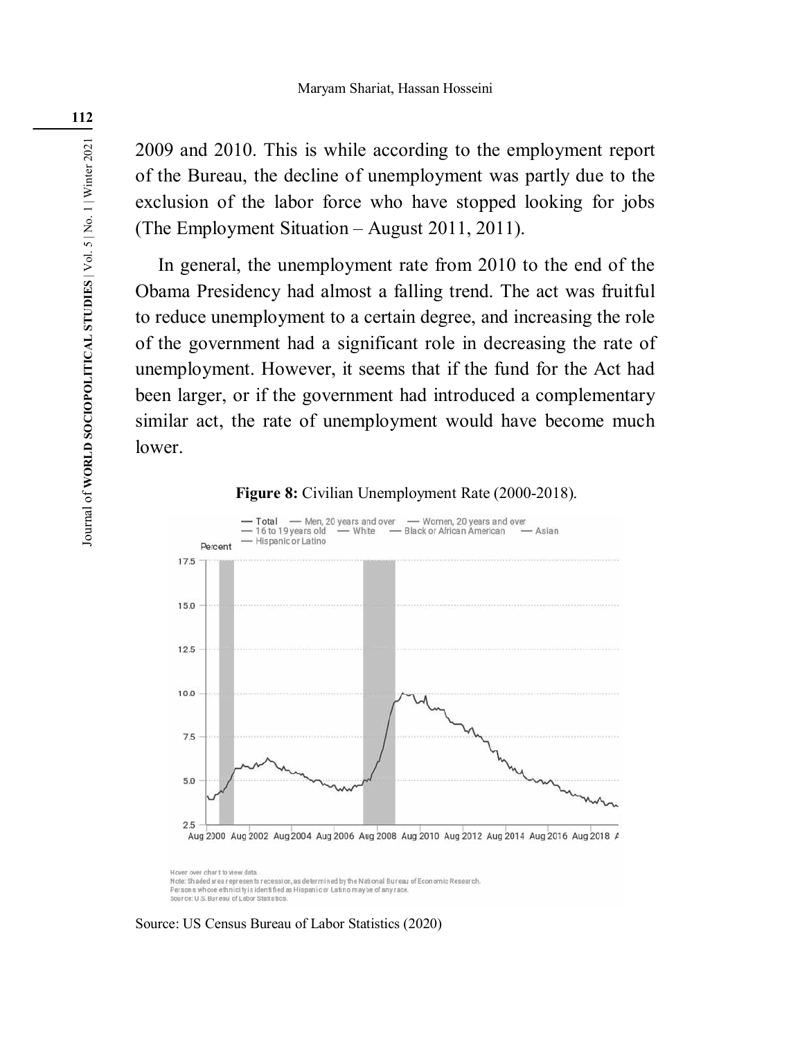2009 and 2010. This is while according to the employment report of the Bureau, the decline of unemployment was partly due to the exclusion of the labor force who have stopped looking for jobs (The Employment Situation – August 2011, 2011).

In general, the unemployment rate from 2010 to the end of the Obama Presidency had almost a falling trend. The act was fruitful to reduce unemployment to a certain degree, and increasing the role of the government had a significant role in decreasing the rate of unemployment. However, it seems that if the fund for the Act had been larger, or if the government had introduced a complementary similar act, the rate of unemployment would have become much lower.

**Figure 8:** Civilian Unemployment Rate (2000-2018).

Source: US Census Bureau of Labor Statistics (2020)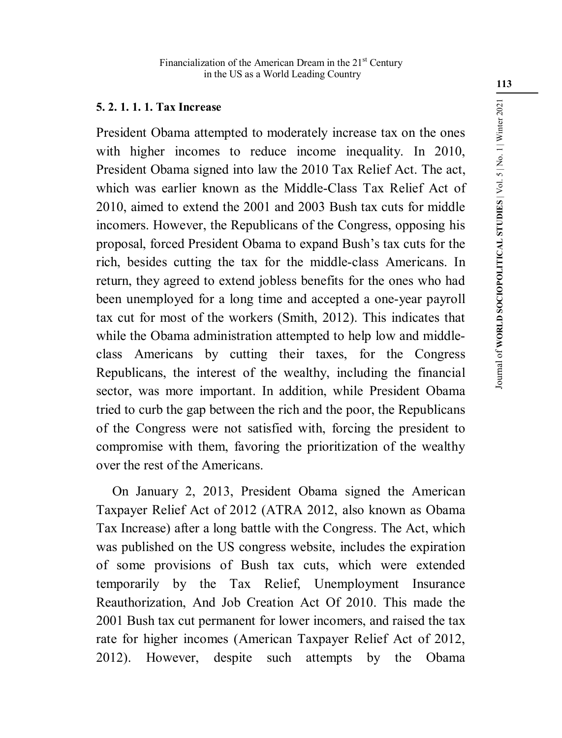#### 5. 2. 1. 1. 1. Tax Increase

President Obama attempted to moderately increase tax on the ones with higher incomes to reduce income inequality. In 2010, President Obama signed into law the 2010 Tax Relief Act. The act, which was earlier known as the Middle-Class Tax Relief Act of 2010, aimed to extend the 2001 and 2003 Bush tax cuts for middle incomers. However, the Republicans of the Congress, opposing his proposal, forced President Obama to expand Bush's tax cuts for the rich, besides cutting the tax for the middle-class Americans. In return, they agreed to extend jobless benefits for the ones who had been unemployed for a long time and accepted a one-year payroll tax cut for most of the workers (Smith, 2012). This indicates that while the Obama administration attempted to help low and middle-class Americans by cutting their taxes, for the Congress Republicans, the interest of the wealthy, including the financial sector, was more important. In addition, while President Obama tried to curb the gap between the rich and the poor, the Republicans of the Congress were not satisfied with, forcing the president to compromise with them, favoring the prioritization of the wealthy over the rest of the Americans.

On January 2, 2013, President Obama signed the American Taxpayer Relief Act of 2012 (ATRA 2012, also known as Obama Tax Increase) after a long battle with the Congress. The Act, which was published on the US congress website, includes the expiration of some provisions of Bush tax cuts, which were extended temporarily by the Tax Relief, Unemployment Insurance Reauthorization, And Job Creation Act Of 2010. This made the 2001 Bush tax cut permanent for lower incomers, and raised the tax rate for higher incomes (American Taxpayer Relief Act of 2012, 2012). However, despite such attempts by the Obama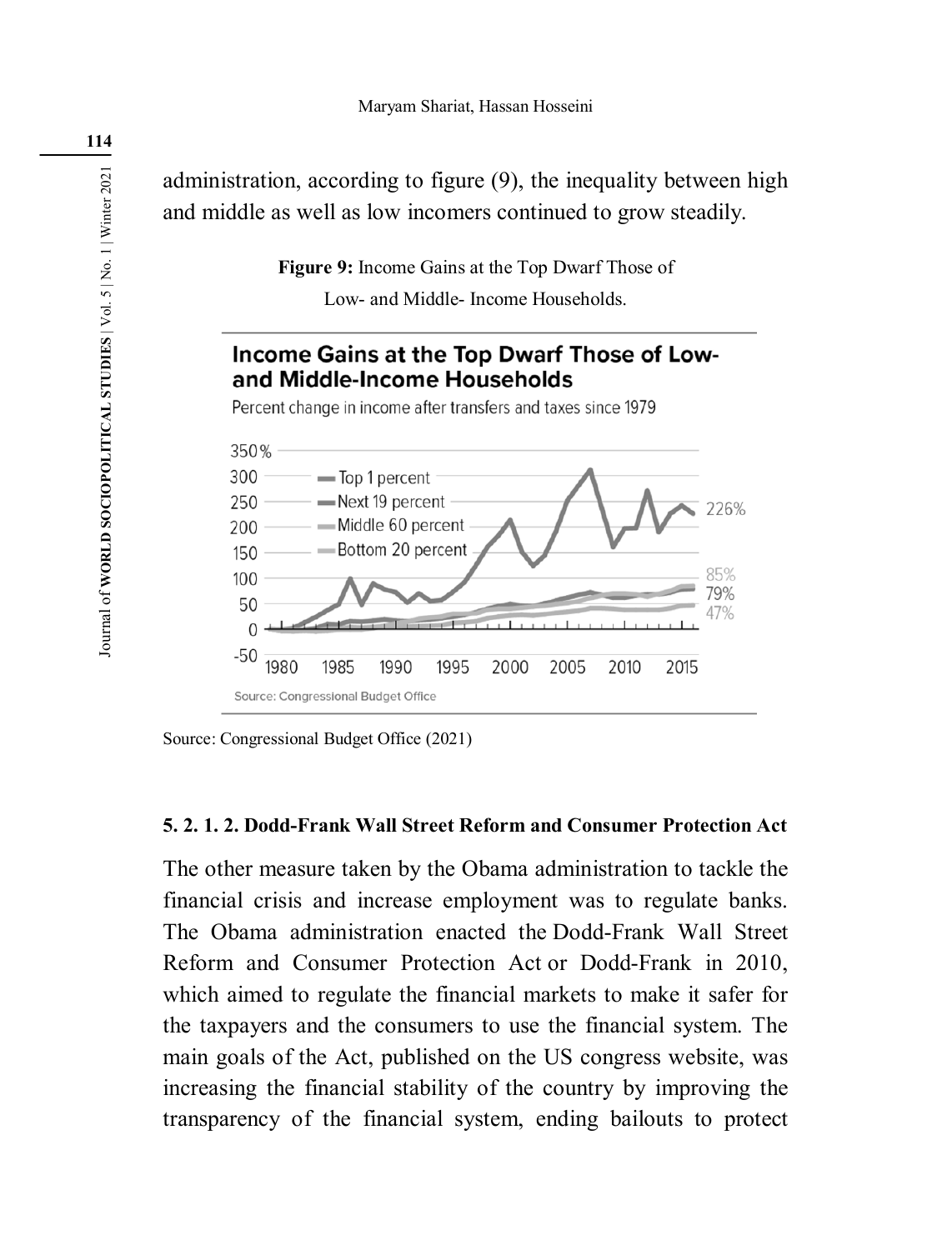administration, according to figure (9), the inequality between high and middle as well as low incomers continued to grow steadily.

**Figure 9:** Income Gains at the Top Dwarf Those of Low- and Middle- Income Households.

Source: Congressional Budget Office (2021)

#### 5. 2. 1. 2. Dodd-Frank Wall Street Reform and Consumer Protection Act

The other measure taken by the Obama administration to tackle the financial crisis and increase employment was to regulate banks. The Obama administration enacted the Dodd-Frank Wall Street Reform and Consumer Protection Act or Dodd-Frank in 2010, which aimed to regulate the financial markets to make it safer for the taxpayers and the consumers to use the financial system. The main goals of the Act, published on the US congress website, was increasing the financial stability of the country by improving the transparency of the financial system, ending bailouts to protect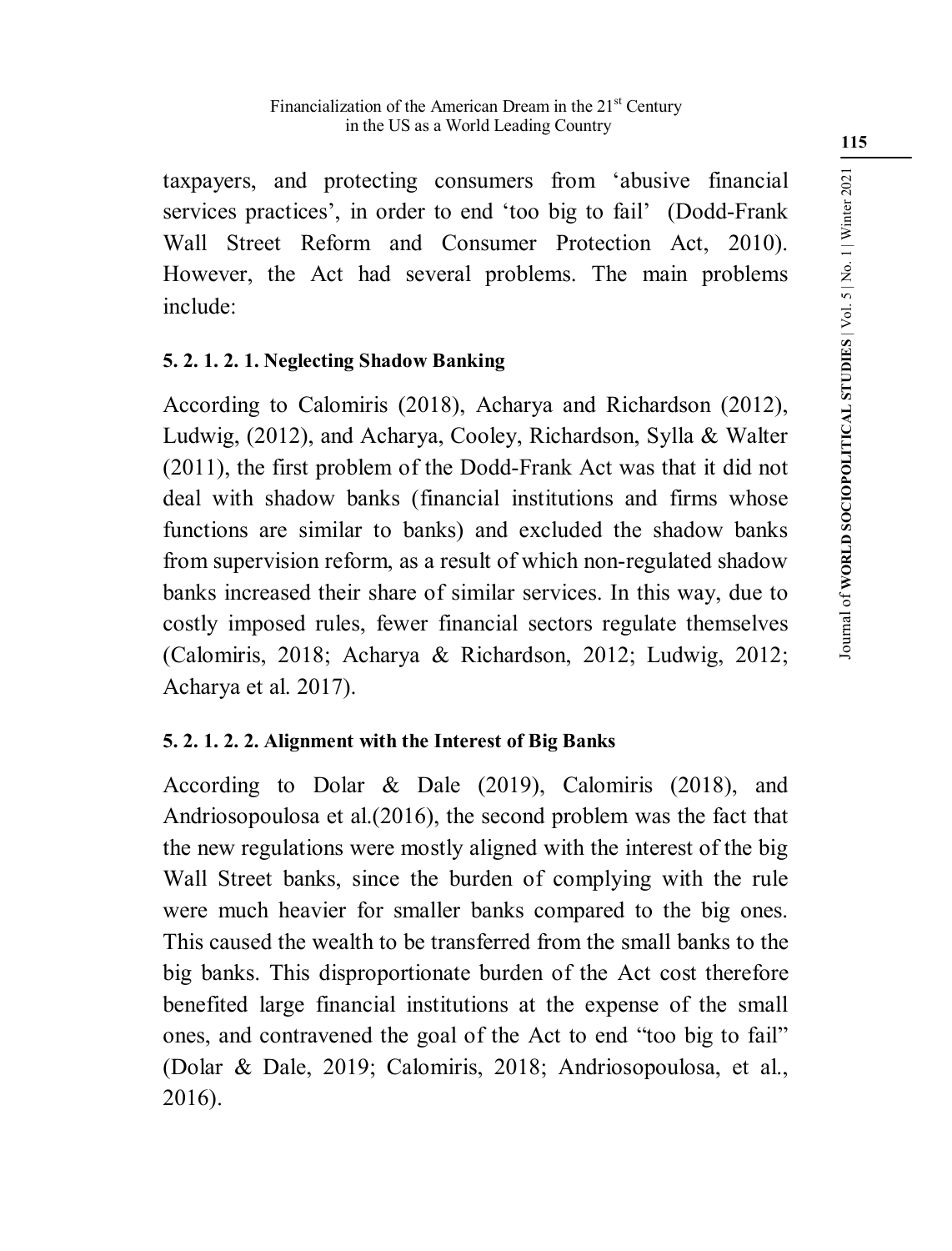taxpayers, and protecting consumers from 'abusive financial services practices', in order to end 'too big to fail' (Dodd-Frank Wall Street Reform and Consumer Protection Act, 2010). However, the Act had several problems. The main problems include:

#### 5. 2. 1. 2. 1. Neglecting Shadow Banking

According to Calomiris (2018), Acharya and Richardson (2012), Ludwig, (2012), and Acharya, Cooley, Richardson, Sylla & Walter (2011), the first problem of the Dodd-Frank Act was that it did not deal with shadow banks (financial institutions and firms whose functions are similar to banks) and excluded the shadow banks from supervision reform, as a result of which non-regulated shadow banks increased their share of similar services. In this way, due to costly imposed rules, fewer financial sectors regulate themselves (Calomiris, 2018; Acharya & Richardson, 2012; Ludwig, 2012; Acharya et al. 2017).

#### 5. 2. 1. 2. 2. Alignment with the Interest of Big Banks

According to Dolar & Dale (2019), Calomiris (2018), and Andriosopoulosa et al.(2016), the second problem was the fact that the new regulations were mostly aligned with the interest of the big Wall Street banks, since the burden of complying with the rule were much heavier for smaller banks compared to the big ones. This caused the wealth to be transferred from the small banks to the big banks. This disproportionate burden of the Act cost therefore benefited large financial institutions at the expense of the small ones, and contravened the goal of the Act to end "too big to fail" (Dolar & Dale, 2019; Calomiris, 2018; Andriosopoulosa, et al., 2016).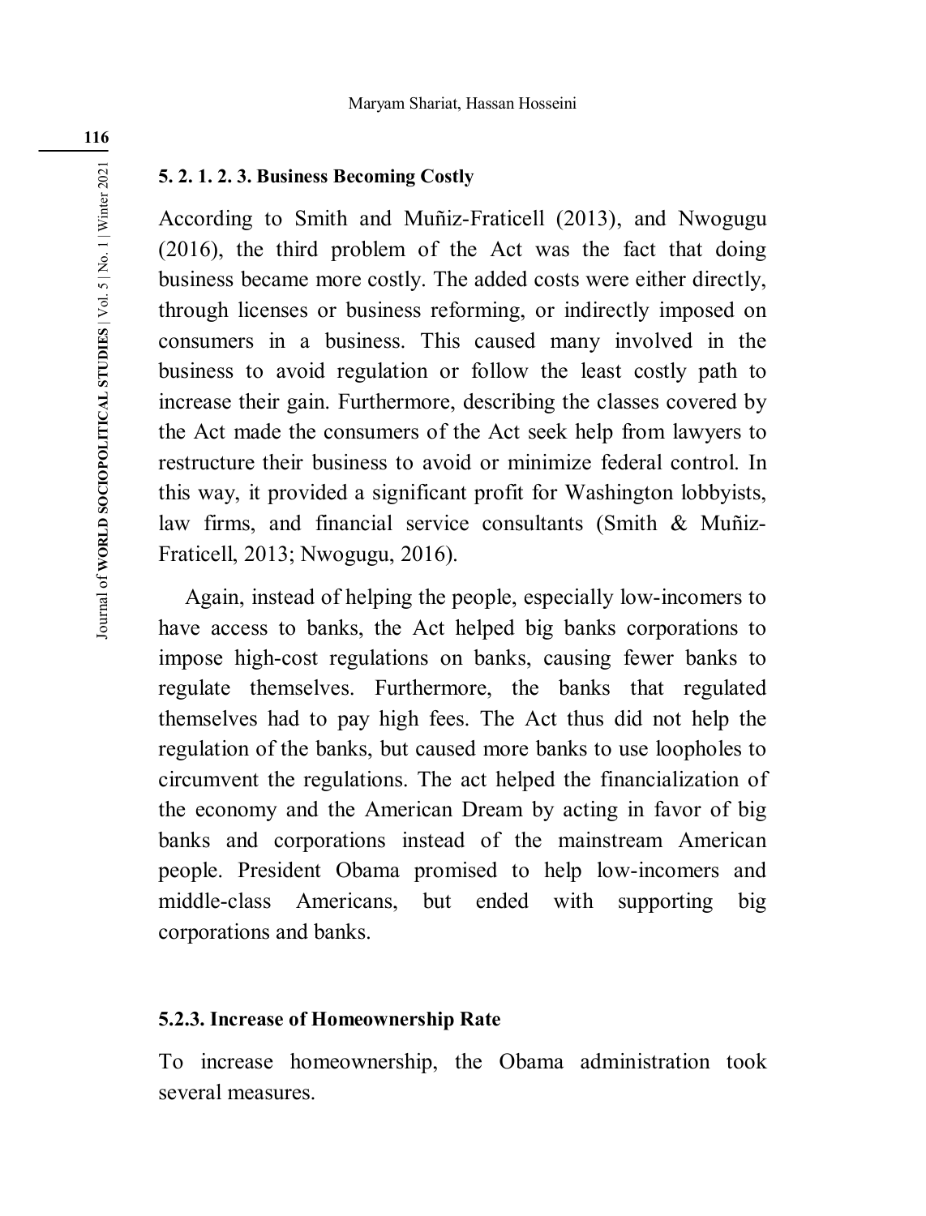#### 5. 2. 1. 2. 3. Business Becoming Costly

According to Smith and Muñiz-Fraticell (2013), and Nwogugu (2016), the third problem of the Act was the fact that doing business became more costly. The added costs were either directly, through licenses or business reforming, or indirectly imposed on consumers in a business. This caused many involved in the business to avoid regulation or follow the least costly path to increase their gain. Furthermore, describing the classes covered by the Act made the consumers of the Act seek help from lawyers to restructure their business to avoid or minimize federal control. In this way, it provided a significant profit for Washington lobbyists, law firms, and financial service consultants (Smith & Muñiz-Fraticell, 2013; Nwogugu, 2016).

Again, instead of helping the people, especially low-incomers to have access to banks, the Act helped big banks corporations to impose high-cost regulations on banks, causing fewer banks to regulate themselves. Furthermore, the banks that regulated themselves had to pay high fees. The Act thus did not help the regulation of the banks, but caused more banks to use loopholes to circumvent the regulations. The act helped the financialization of the economy and the American Dream by acting in favor of big banks and corporations instead of the mainstream American people. President Obama promised to help low-incomers and middle-class Americans, but ended with supporting big corporations and banks.

### 5.2.3. Increase of Homeownership Rate

To increase homeownership, the Obama administration took several measures.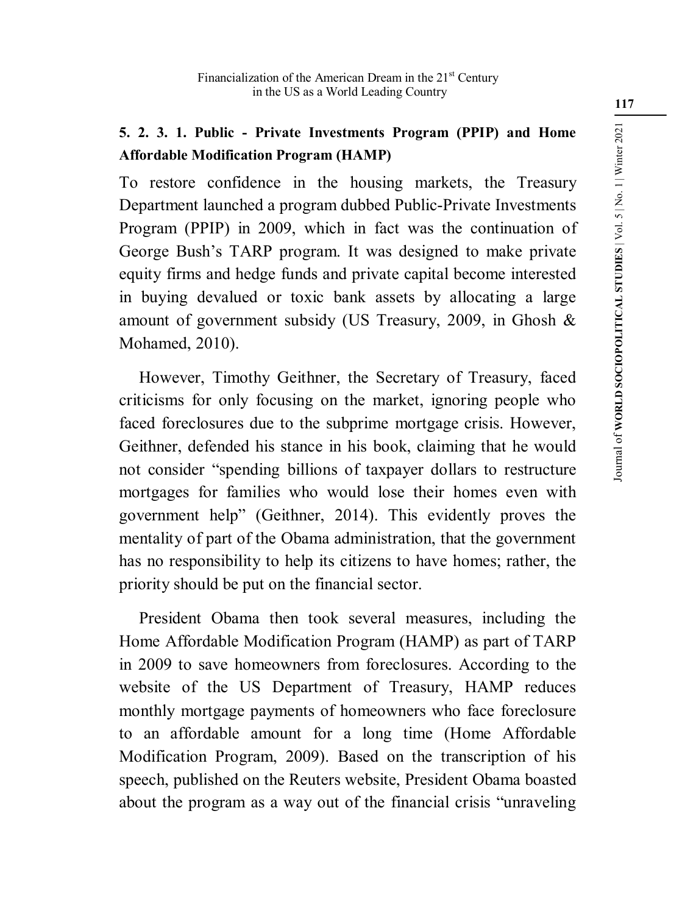### 5. 2. 3. 1. Public - Private Investments Program (PPIP) and Home Affordable Modification Program (HAMP)

To restore confidence in the housing markets, the Treasury Department launched a program dubbed Public-Private Investments Program (PPIP) in 2009, which in fact was the continuation of George Bush's TARP program. It was designed to make private equity firms and hedge funds and private capital become interested in buying devalued or toxic bank assets by allocating a large amount of government subsidy (US Treasury, 2009, in Ghosh & Mohamed, 2010).

However, Timothy Geithner, the Secretary of Treasury, faced criticisms for only focusing on the market, ignoring people who faced foreclosures due to the subprime mortgage crisis. However, Geithner, defended his stance in his book, claiming that he would not consider "spending billions of taxpayer dollars to restructure mortgages for families who would lose their homes even with government help" (Geithner, 2014). This evidently proves the mentality of part of the Obama administration, that the government has no responsibility to help its citizens to have homes; rather, the priority should be put on the financial sector.

President Obama then took several measures, including the Home Affordable Modification Program (HAMP) as part of TARP in 2009 to save homeowners from foreclosures. According to the website of the US Department of Treasury, HAMP reduces monthly mortgage payments of homeowners who face foreclosure to an affordable amount for a long time (Home Affordable Modification Program, 2009). Based on the transcription of his speech, published on the Reuters website, President Obama boasted about the program as a way out of the financial crisis "unraveling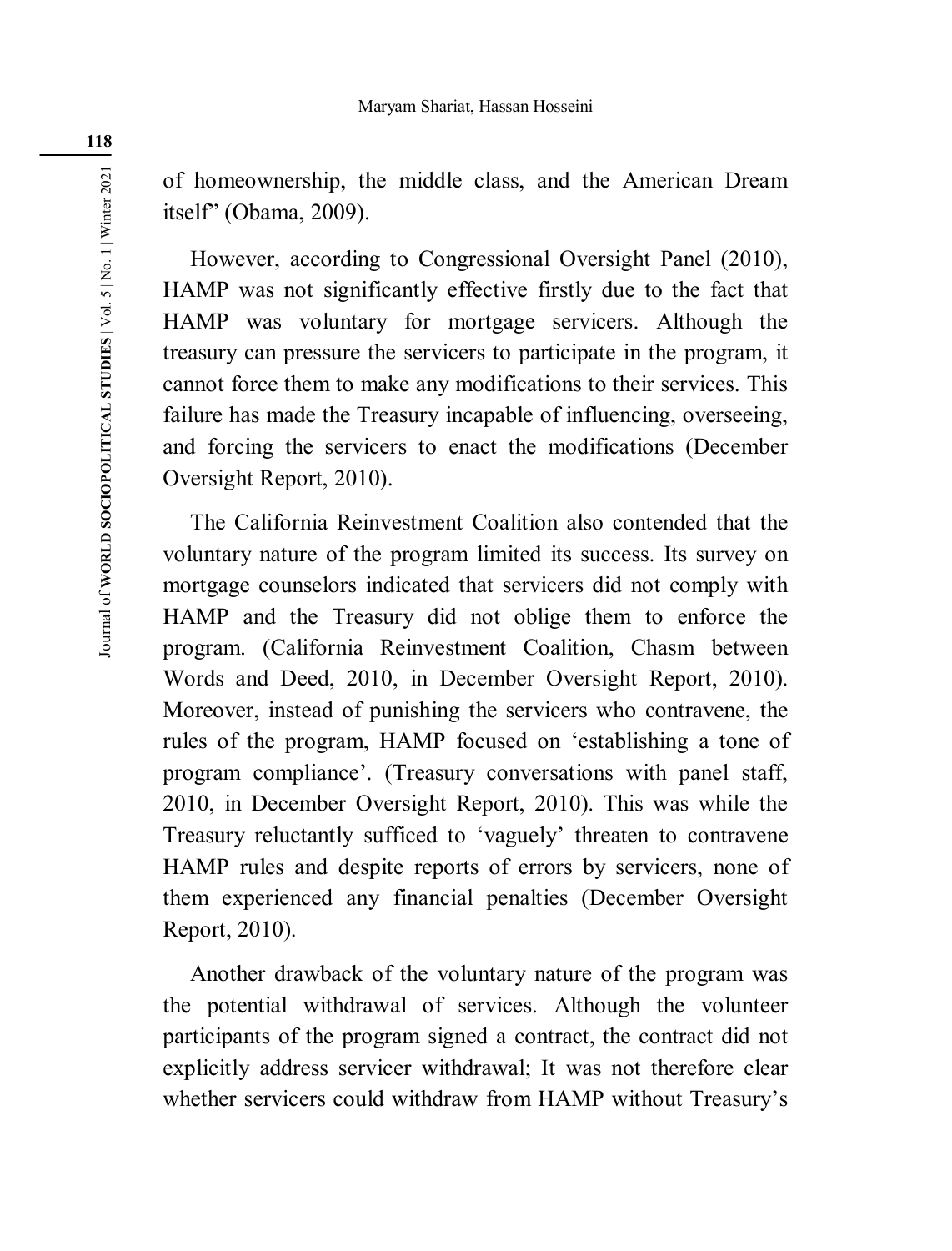of homeownership, the middle class, and the American Dream itself" (Obama, 2009).

However, according to Congressional Oversight Panel (2010), HAMP was not significantly effective firstly due to the fact that HAMP was voluntary for mortgage servicers. Although the treasury can pressure the servicers to participate in the program, it cannot force them to make any modifications to their services. This failure has made the Treasury incapable of influencing, overseeing, and forcing the servicers to enact the modifications (December Oversight Report, 2010).

The California Reinvestment Coalition also contended that the voluntary nature of the program limited its success. Its survey on mortgage counselors indicated that servicers did not comply with HAMP and the Treasury did not oblige them to enforce the program. (California Reinvestment Coalition, Chasm between Words and Deed, 2010, in December Oversight Report, 2010). Moreover, instead of punishing the servicers who contravene, the rules of the program, HAMP focused on 'establishing a tone of program compliance'. (Treasury conversations with panel staff, 2010, in December Oversight Report, 2010). This was while the Treasury reluctantly sufficed to 'vaguely' threaten to contravene HAMP rules and despite reports of errors by servicers, none of them experienced any financial penalties (December Oversight Report, 2010).

Another drawback of the voluntary nature of the program was the potential withdrawal of services. Although the volunteer participants of the program signed a contract, the contract did not explicitly address servicer withdrawal; It was not therefore clear whether servicers could withdraw from HAMP without Treasury's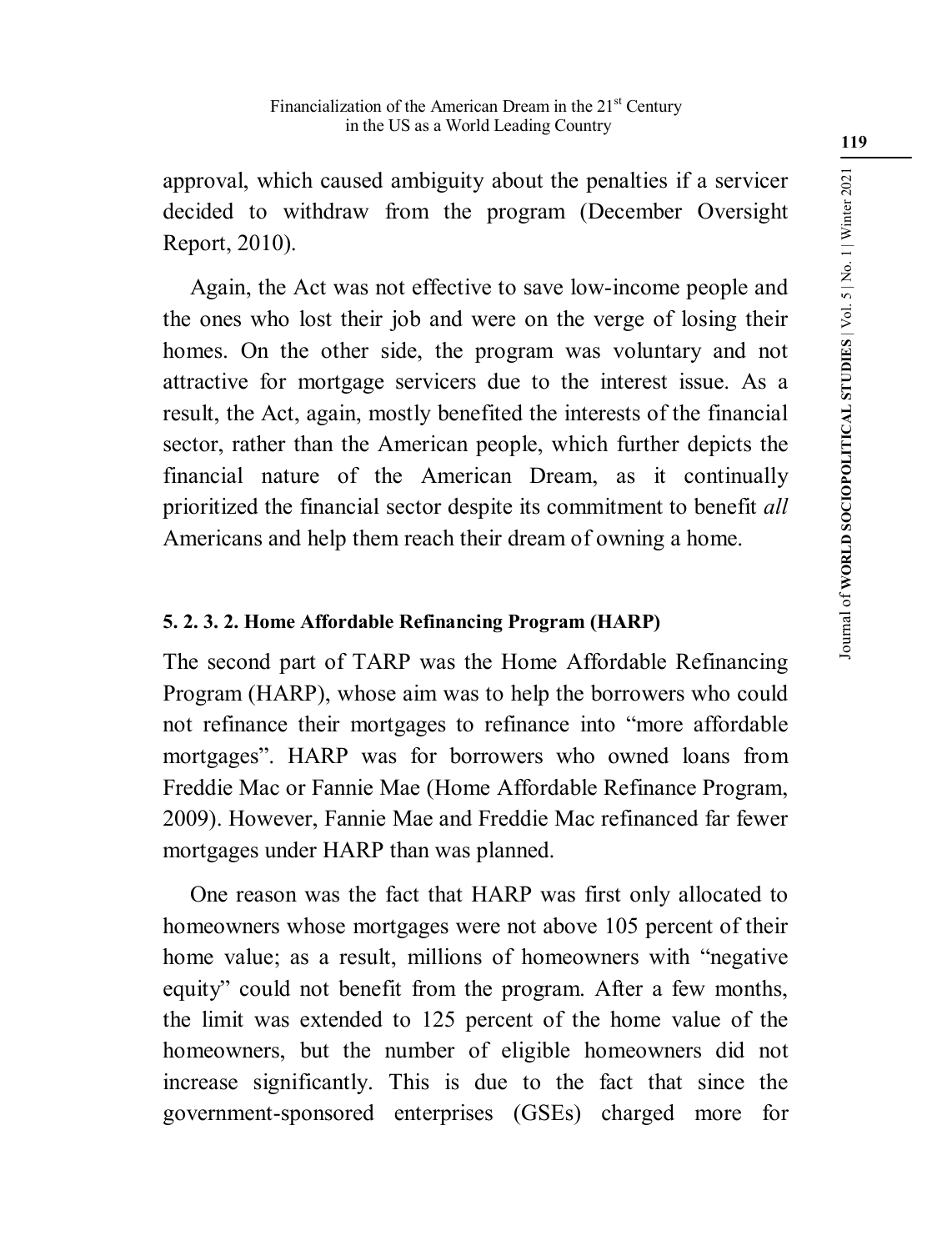approval, which caused ambiguity about the penalties if a servicer decided to withdraw from the program (December Oversight Report, 2010).

Again, the Act was not effective to save low-income people and the ones who lost their job and were on the verge of losing their homes. On the other side, the program was voluntary and not attractive for mortgage servicers due to the interest issue. As a result, the Act, again, mostly benefited the interests of the financial sector, rather than the American people, which further depicts the financial nature of the American Dream, as it continually prioritized the financial sector despite its commitment to benefit *all* Americans and help them reach their dream of owning a home.

#### 5. 2. 3. 2. Home Affordable Refinancing Program (HARP)

The second part of TARP was the Home Affordable Refinancing Program (HARP), whose aim was to help the borrowers who could not refinance their mortgages to refinance into "more affordable mortgages". HARP was for borrowers who owned loans from Freddie Mac or Fannie Mae (Home Affordable Refinance Program, 2009). However, Fannie Mae and Freddie Mac refinanced far fewer mortgages under HARP than was planned.

One reason was the fact that HARP was first only allocated to homeowners whose mortgages were not above 105 percent of their home value; as a result, millions of homeowners with "negative equity" could not benefit from the program. After a few months, the limit was extended to 125 percent of the home value of the homeowners, but the number of eligible homeowners did not increase significantly. This is due to the fact that since the government-sponsored enterprises (GSEs) charged more for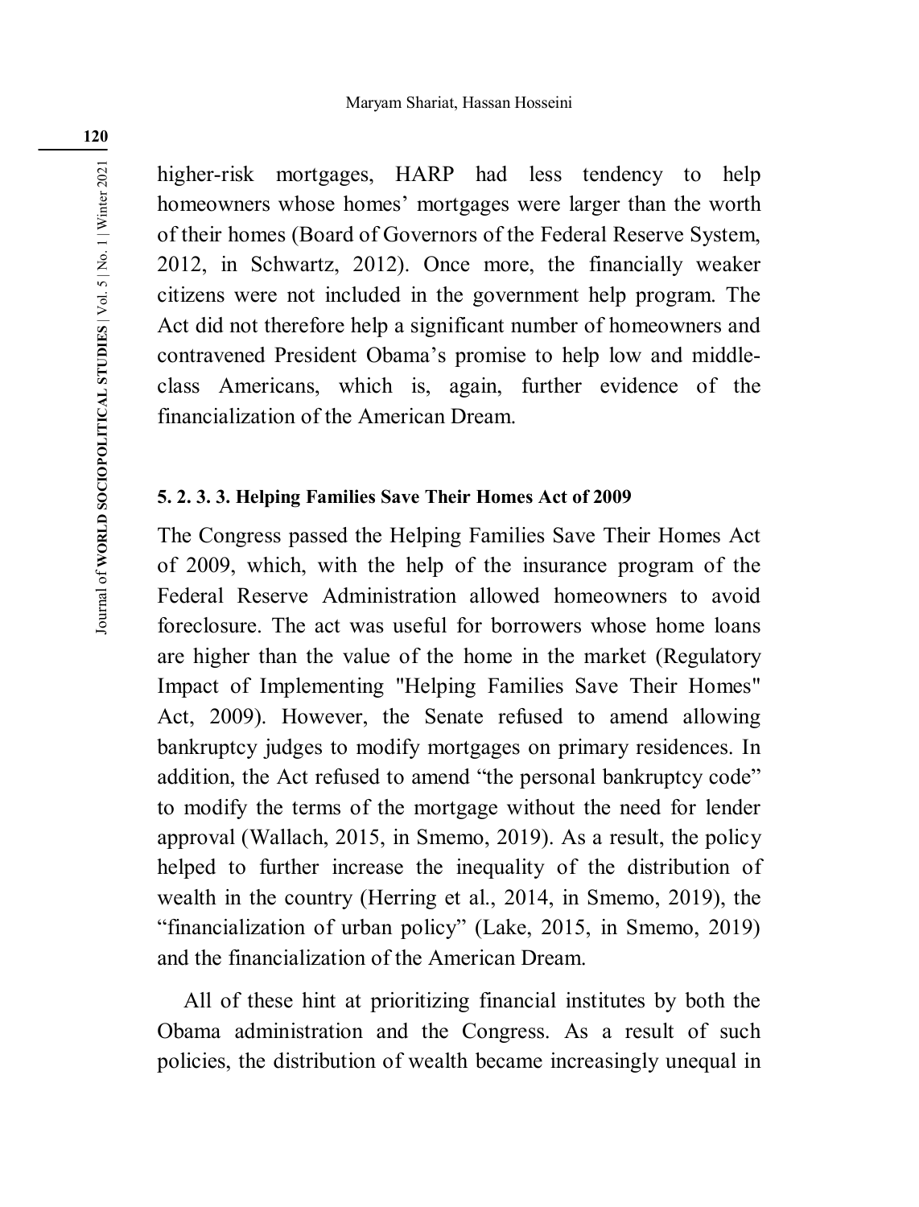higher-risk mortgages, HARP had less tendency to help homeowners whose homes' mortgages were larger than the worth of their homes (Board of Governors of the Federal Reserve System, 2012, in Schwartz, 2012). Once more, the financially weaker citizens were not included in the government help program. The Act did not therefore help a significant number of homeowners and contravened President Obama's promise to help low and middle-class Americans, which is, again, further evidence of the financialization of the American Dream.

#### 5. 2. 3. 3. Helping Families Save Their Homes Act of 2009

The Congress passed the Helping Families Save Their Homes Act of 2009, which, with the help of the insurance program of the Federal Reserve Administration allowed homeowners to avoid foreclosure. The act was useful for borrowers whose home loans are higher than the value of the home in the market (Regulatory Impact of Implementing "Helping Families Save Their Homes" Act, 2009). However, the Senate refused to amend allowing bankruptcy judges to modify mortgages on primary residences. In addition, the Act refused to amend "the personal bankruptcy code" to modify the terms of the mortgage without the need for lender approval (Wallach, 2015, in Smemo, 2019). As a result, the policy helped to further increase the inequality of the distribution of wealth in the country (Herring et al., 2014, in Smemo, 2019), the "financialization of urban policy" (Lake, 2015, in Smemo, 2019) and the financialization of the American Dream.

All of these hint at prioritizing financial institutes by both the Obama administration and the Congress. As a result of such policies, the distribution of wealth became increasingly unequal in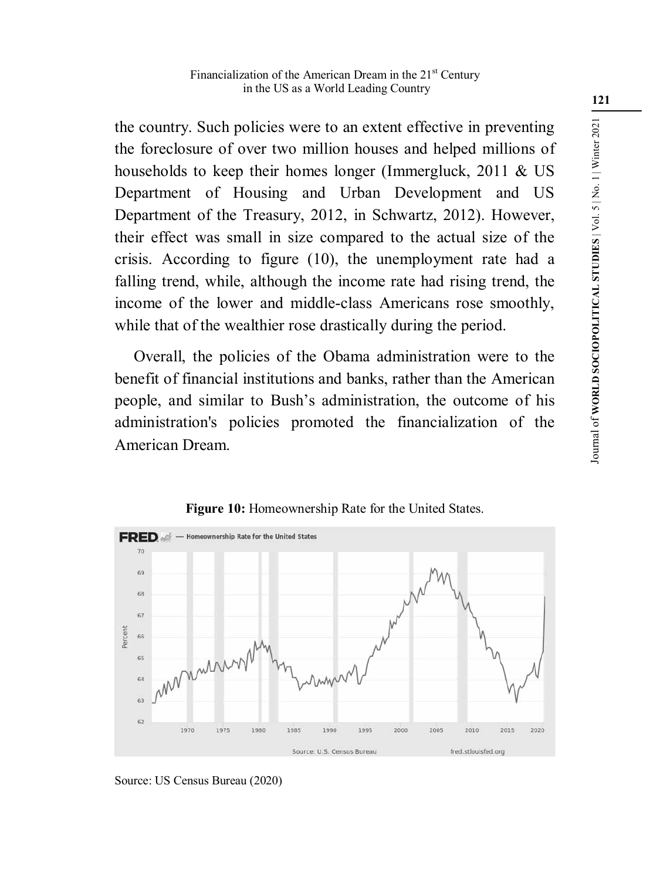the country. Such policies were to an extent effective in preventing the foreclosure of over two million houses and helped millions of households to keep their homes longer (Immergluck, 2011 & US Department of Housing and Urban Development and US Department of the Treasury, 2012, in Schwartz, 2012). However, their effect was small in size compared to the actual size of the crisis. According to figure (10), the unemployment rate had a falling trend, while, although the income rate had rising trend, the income of the lower and middle-class Americans rose smoothly, while that of the wealthier rose drastically during the period.

Overall, the policies of the Obama administration were to the benefit of financial institutions and banks, rather than the American people, and similar to Bush's administration, the outcome of his administration's policies promoted the financialization of the American Dream.

**Figure 10:** Homeownership Rate for the United States.

Source: US Census Bureau (2020)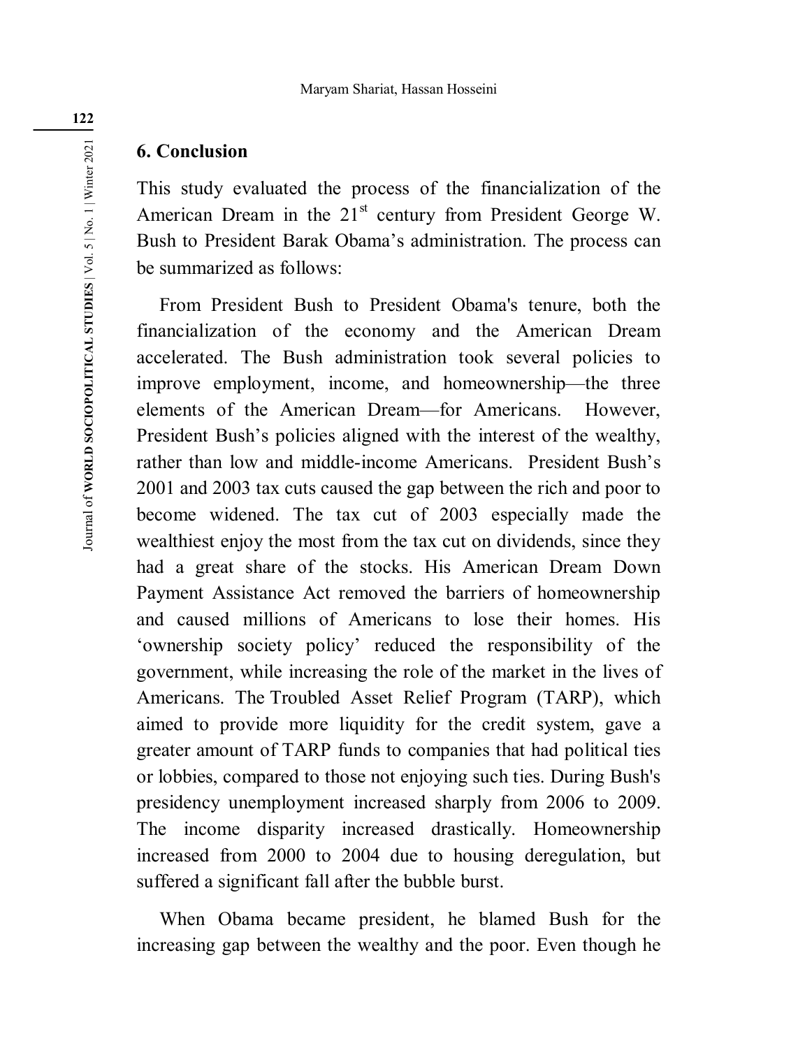## 6. Conclusion

This study evaluated the process of the financialization of the American Dream in the 21st century from President George W. Bush to President Barak Obama's administration. The process can be summarized as follows:

From President Bush to President Obama's tenure, both the financialization of the economy and the American Dream accelerated. The Bush administration took several policies to improve employment, income, and homeownership—the three elements of the American Dream—for Americans. However, President Bush's policies aligned with the interest of the wealthy, rather than low and middle-income Americans. President Bush's 2001 and 2003 tax cuts caused the gap between the rich and poor to become widened. The tax cut of 2003 especially made the wealthiest enjoy the most from the tax cut on dividends, since they had a great share of the stocks. His American Dream Down Payment Assistance Act removed the barriers of homeownership and caused millions of Americans to lose their homes. His 'ownership society policy' reduced the responsibility of the government, while increasing the role of the market in the lives of Americans. The Troubled Asset Relief Program (TARP), which aimed to provide more liquidity for the credit system, gave a greater amount of TARP funds to companies that had political ties or lobbies, compared to those not enjoying such ties. During Bush's presidency unemployment increased sharply from 2006 to 2009. The income disparity increased drastically. Homeownership increased from 2000 to 2004 due to housing deregulation, but suffered a significant fall after the bubble burst.

When Obama became president, he blamed Bush for the increasing gap between the wealthy and the poor. Even though he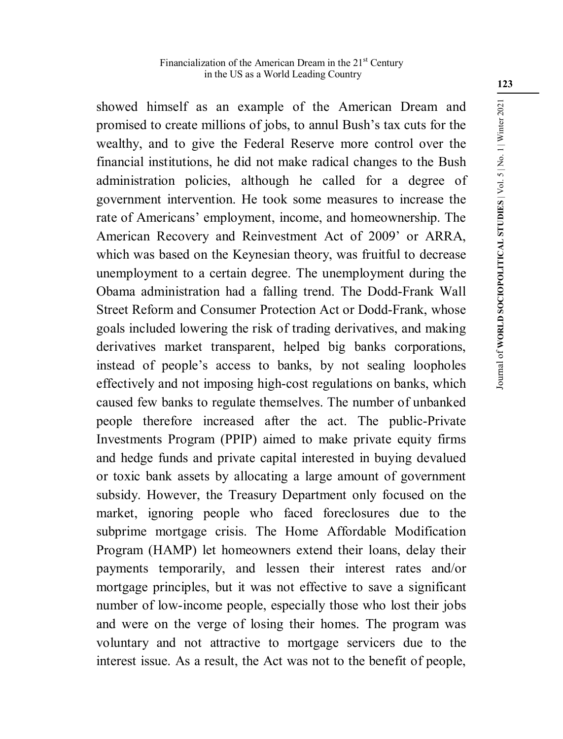showed himself as an example of the American Dream and promised to create millions of jobs, to annul Bush's tax cuts for the wealthy, and to give the Federal Reserve more control over the financial institutions, he did not make radical changes to the Bush administration policies, although he called for a degree of government intervention. He took some measures to increase the rate of Americans' employment, income, and homeownership. The American Recovery and Reinvestment Act of 2009' or ARRA, which was based on the Keynesian theory, was fruitful to decrease unemployment to a certain degree. The unemployment during the Obama administration had a falling trend. The Dodd-Frank Wall Street Reform and Consumer Protection Act or Dodd-Frank, whose goals included lowering the risk of trading derivatives, and making derivatives market transparent, helped big banks corporations, instead of people's access to banks, by not sealing loopholes effectively and not imposing high-cost regulations on banks, which caused few banks to regulate themselves. The number of unbanked people therefore increased after the act. The public-Private Investments Program (PPIP) aimed to make private equity firms and hedge funds and private capital interested in buying devalued or toxic bank assets by allocating a large amount of government subsidy. However, the Treasury Department only focused on the market, ignoring people who faced foreclosures due to the subprime mortgage crisis. The Home Affordable Modification Program (HAMP) let homeowners extend their loans, delay their payments temporarily, and lessen their interest rates and/or mortgage principles, but it was not effective to save a significant number of low-income people, especially those who lost their jobs and were on the verge of losing their homes. The program was voluntary and not attractive to mortgage servicers due to the interest issue. As a result, the Act was not to the benefit of people,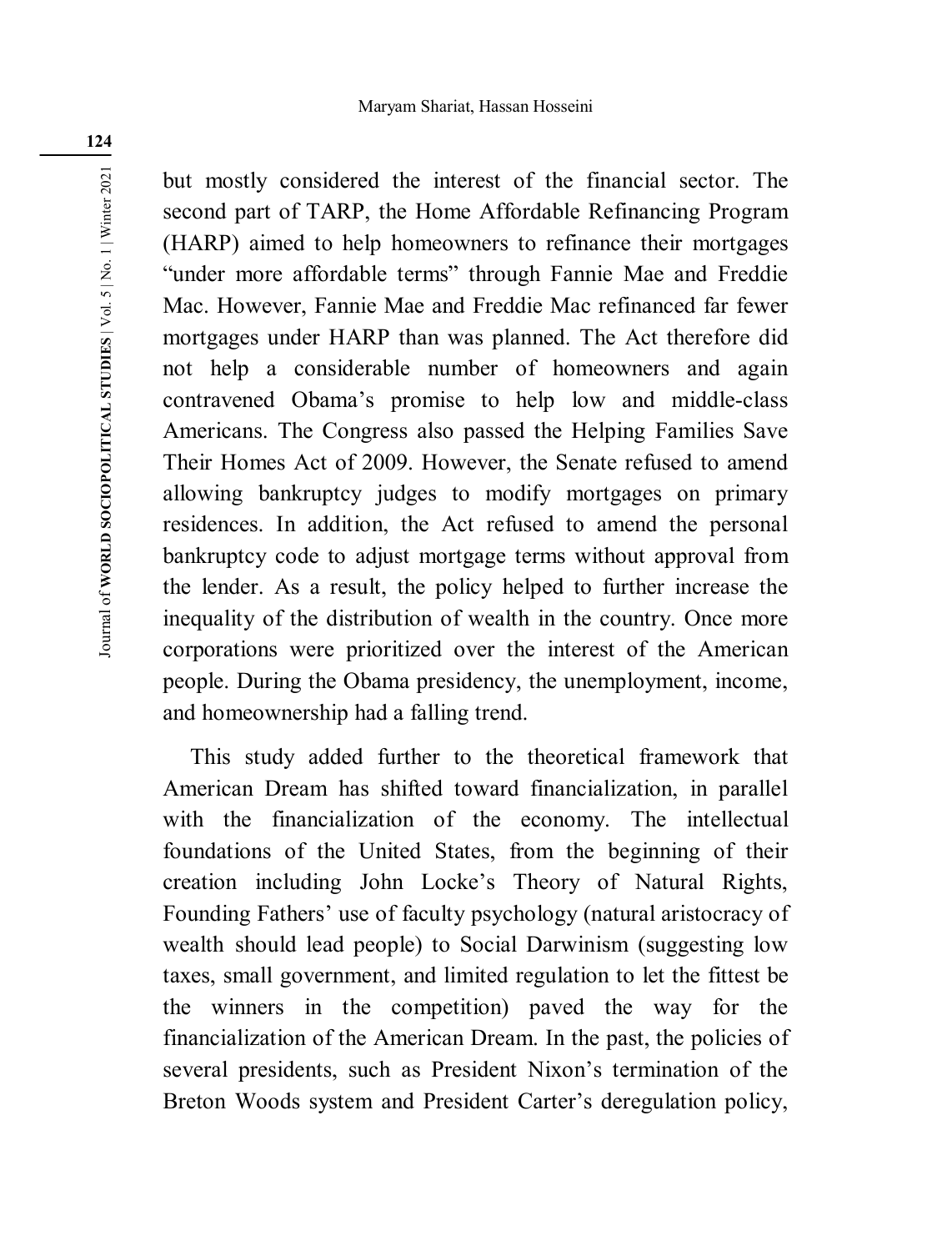but mostly considered the interest of the financial sector. The second part of TARP, the Home Affordable Refinancing Program (HARP) aimed to help homeowners to refinance their mortgages "under more affordable terms" through Fannie Mae and Freddie Mac. However, Fannie Mae and Freddie Mac refinanced far fewer mortgages under HARP than was planned. The Act therefore did not help a considerable number of homeowners and again contravened Obama's promise to help low and middle-class Americans. The Congress also passed the Helping Families Save Their Homes Act of 2009. However, the Senate refused to amend allowing bankruptcy judges to modify mortgages on primary residences. In addition, the Act refused to amend the personal bankruptcy code to adjust mortgage terms without approval from the lender. As a result, the policy helped to further increase the inequality of the distribution of wealth in the country. Once more corporations were prioritized over the interest of the American people. During the Obama presidency, the unemployment, income, and homeownership had a falling trend.

This study added further to the theoretical framework that American Dream has shifted toward financialization, in parallel with the financialization of the economy. The intellectual foundations of the United States, from the beginning of their creation including John Locke's Theory of Natural Rights, Founding Fathers' use of faculty psychology (natural aristocracy of wealth should lead people) to Social Darwinism (suggesting low taxes, small government, and limited regulation to let the fittest be the winners in the competition) paved the way for the financialization of the American Dream. In the past, the policies of several presidents, such as President Nixon's termination of the Breton Woods system and President Carter's deregulation policy,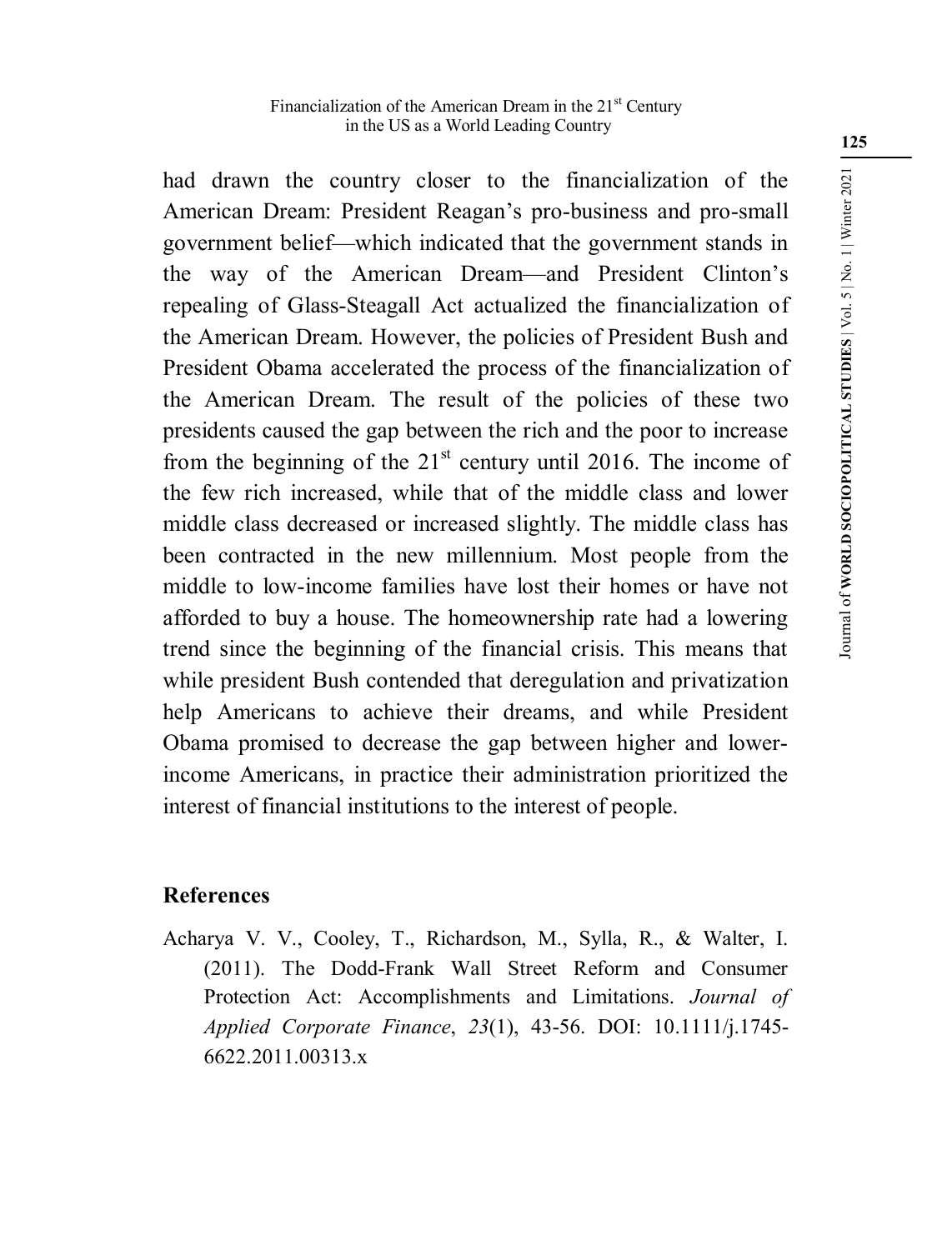had drawn the country closer to the financialization of the American Dream: President Reagan's pro-business and pro-small government belief—which indicated that the government stands in the way of the American Dream—and President Clinton's repealing of Glass-Steagall Act actualized the financialization of the American Dream. However, the policies of President Bush and President Obama accelerated the process of the financialization of the American Dream. The result of the policies of these two presidents caused the gap between the rich and the poor to increase from the beginning of the 21st century until 2016. The income of the few rich increased, while that of the middle class and lower middle class decreased or increased slightly. The middle class has been contracted in the new millennium. Most people from the middle to low-income families have lost their homes or have not afforded to buy a house. The homeownership rate had a lowering trend since the beginning of the financial crisis. This means that while president Bush contended that deregulation and privatization help Americans to achieve their dreams, and while President Obama promised to decrease the gap between higher and lower-income Americans, in practice their administration prioritized the interest of financial institutions to the interest of people.

## References

Acharya V. V., Cooley, T., Richardson, M., Sylla, R., & Walter, I. (2011). The Dodd-Frank Wall Street Reform and Consumer Protection Act: Accomplishments and Limitations. *Journal of Applied Corporate Finance*, *23*(1), 43-56. DOI: 10.1111/j.1745-6622.2011.00313.x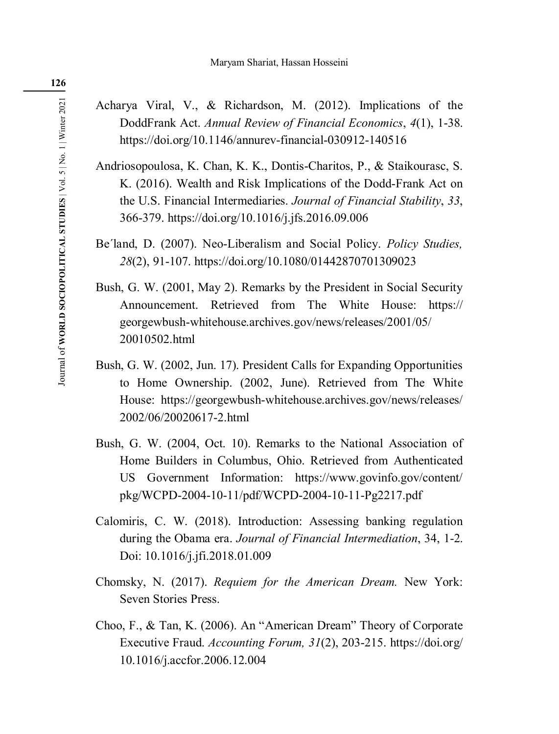Acharya Viral, V., & Richardson, M. (2012). Implications of the DoddFrank Act. *Annual Review of Financial Economics*, *4*(1), 1-38. https://doi.org/10.1146/annurev-financial-030912-140516

Andriosopoulosa, K. Chan, K. K., Dontis-Charitos, P., & Staikourasc, S. K. (2016). Wealth and Risk Implications of the Dodd-Frank Act on the U.S. Financial Intermediaries. *Journal of Financial Stability*, *33*, 366-379. https://doi.org/10.1016/j.jfs.2016.09.006

Be´land, D. (2007). Neo-Liberalism and Social Policy. *Policy Studies, 28*(2), 91-107. https://doi.org/10.1080/01442870701309023

Bush, G. W. (2001, May 2). Remarks by the President in Social Security Announcement. Retrieved from The White House: https:// georgewbush-whitehouse.archives.gov/news/releases/2001/05/ 20010502.html

Bush, G. W. (2002, Jun. 17). President Calls for Expanding Opportunities to Home Ownership. (2002, June). Retrieved from The White House: https://georgewbush-whitehouse.archives.gov/news/releases/ 2002/06/20020617-2.html

Bush, G. W. (2004, Oct. 10). Remarks to the National Association of Home Builders in Columbus, Ohio. Retrieved from Authenticated US Government Information: https://www.govinfo.gov/content/ pkg/WCPD-2004-10-11/pdf/WCPD-2004-10-11-Pg2217.pdf

Calomiris, C. W. (2018). Introduction: Assessing banking regulation during the Obama era. *Journal of Financial Intermediation*, 34, 1-2. Doi: 10.1016/j.jfi.2018.01.009

Chomsky, N. (2017). *Requiem for the American Dream.* New York: Seven Stories Press.

Choo, F., & Tan, K. (2006). An "American Dream" Theory of Corporate Executive Fraud. *Accounting Forum, 31*(2), 203-215. https://doi.org/ 10.1016/j.accfor.2006.12.004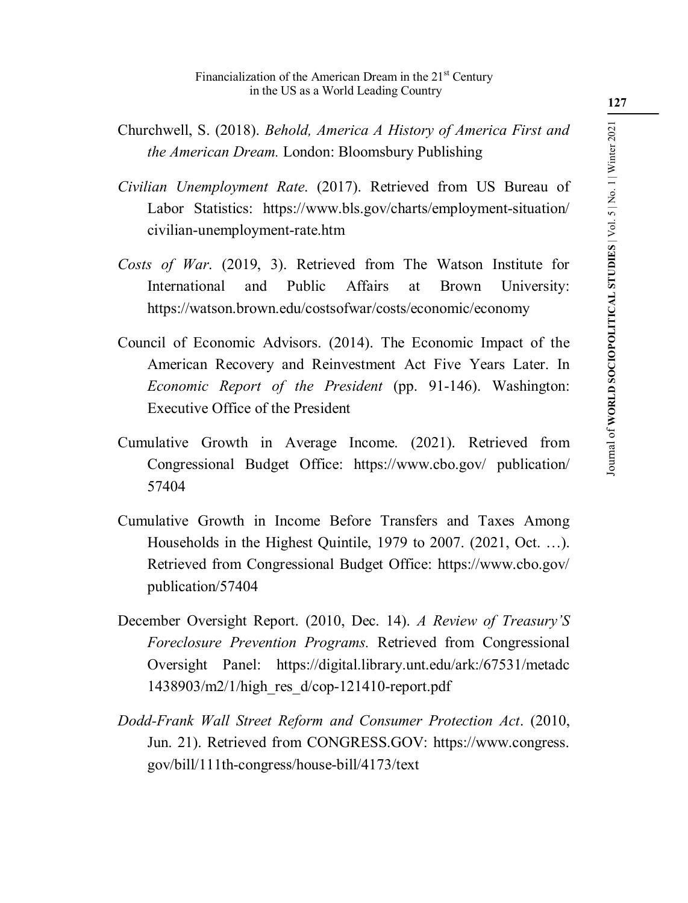Churchwell, S. (2018). *Behold, America A History of America First and the American Dream.* London: Bloomsbury Publishing

*Civilian Unemployment Rate*. (2017). Retrieved from US Bureau of Labor Statistics: https://www.bls.gov/charts/employment-situation/civilian-unemployment-rate.htm

*Costs of War*. (2019, 3). Retrieved from The Watson Institute for International and Public Affairs at Brown University: https://watson.brown.edu/costsofwar/costs/economic/economy

Council of Economic Advisors. (2014). The Economic Impact of the American Recovery and Reinvestment Act Five Years Later. In *Economic Report of the President* (pp. 91-146). Washington: Executive Office of the President

Cumulative Growth in Average Income. (2021). Retrieved from Congressional Budget Office: https://www.cbo.gov/ publication/ 57404

Cumulative Growth in Income Before Transfers and Taxes Among Households in the Highest Quintile, 1979 to 2007. (2021, Oct. …). Retrieved from Congressional Budget Office: https://www.cbo.gov/publication/57404

December Oversight Report. (2010, Dec. 14). *A Review of Treasury'S Foreclosure Prevention Programs.* Retrieved from Congressional Oversight Panel: https://digital.library.unt.edu/ark:/67531/metadc1438903/m2/1/high_res_d/cop-121410-report.pdf

*Dodd-Frank Wall Street Reform and Consumer Protection Act*. (2010, Jun. 21). Retrieved from CONGRESS.GOV: https://www.congress.gov/bill/111th-congress/house-bill/4173/text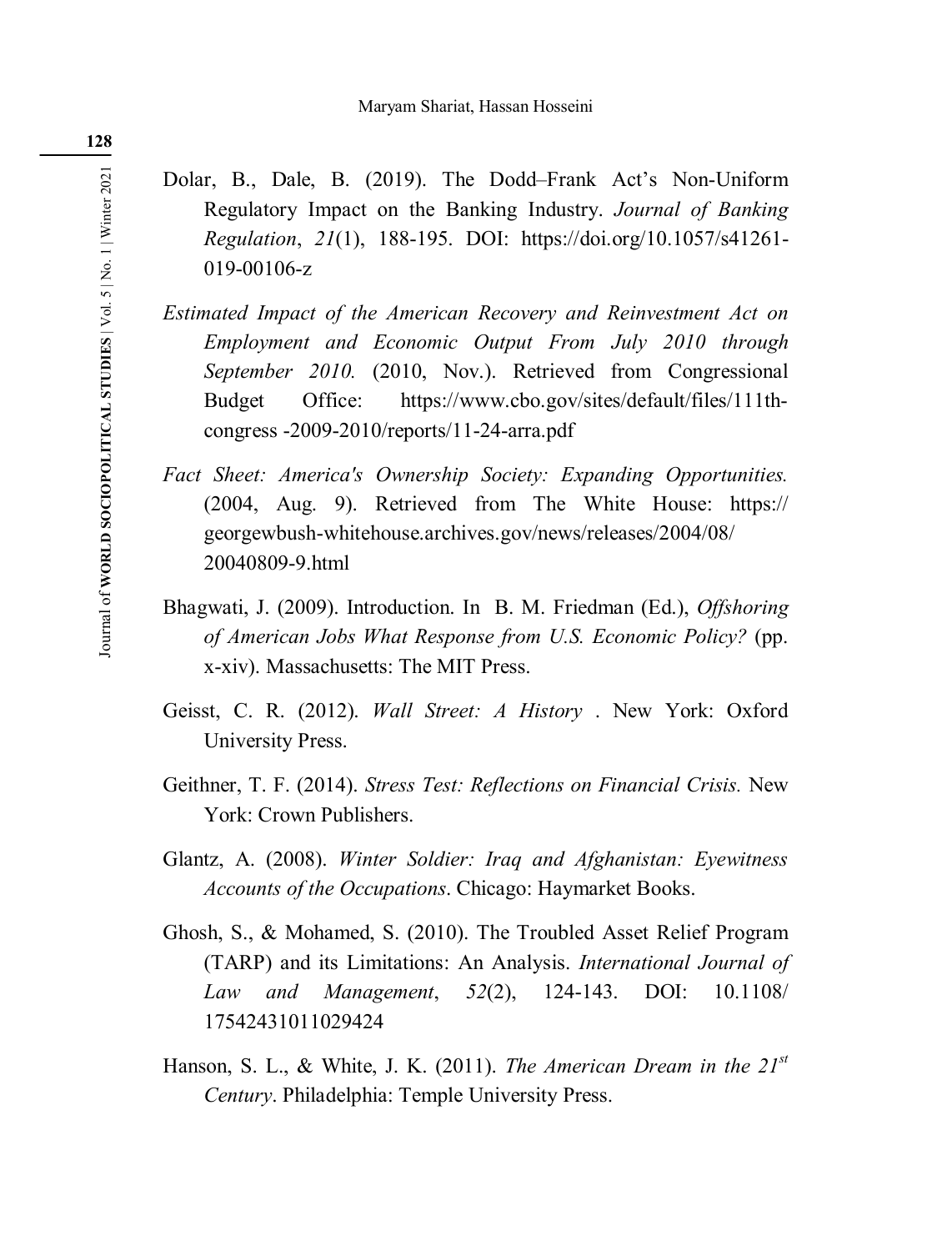Dolar, B., Dale, B. (2019). The Dodd–Frank Act's Non-Uniform Regulatory Impact on the Banking Industry. *Journal of Banking Regulation*, *21*(1), 188-195. DOI: https://doi.org/10.1057/s41261-019-00106-z

*Estimated Impact of the American Recovery and Reinvestment Act on Employment and Economic Output From July 2010 through September 2010.* (2010, Nov.). Retrieved from Congressional Budget Office: https://www.cbo.gov/sites/default/files/111th-congress -2009-2010/reports/11-24-arra.pdf

*Fact Sheet: America's Ownership Society: Expanding Opportunities.* (2004, Aug. 9). Retrieved from The White House: https:// georgewbush-whitehouse.archives.gov/news/releases/2004/08/ 20040809-9.html

Bhagwati, J. (2009). Introduction. In B. M. Friedman (Ed.), *Offshoring of American Jobs What Response from U.S. Economic Policy?* (pp. x-xiv). Massachusetts: The MIT Press.

Geisst, C. R. (2012). *Wall Street: A History* . New York: Oxford University Press.

Geithner, T. F. (2014). *Stress Test: Reflections on Financial Crisis.* New York: Crown Publishers.

Glantz, A. (2008). *Winter Soldier: Iraq and Afghanistan: Eyewitness Accounts of the Occupations*. Chicago: Haymarket Books.

Ghosh, S., & Mohamed, S. (2010). The Troubled Asset Relief Program (TARP) and its Limitations: An Analysis. *International Journal of Law and Management*, *52*(2), 124-143. DOI: 10.1108/ 17542431011029424

Hanson, S. L., & White, J. K. (2011). *The American Dream in the 21st Century*. Philadelphia: Temple University Press.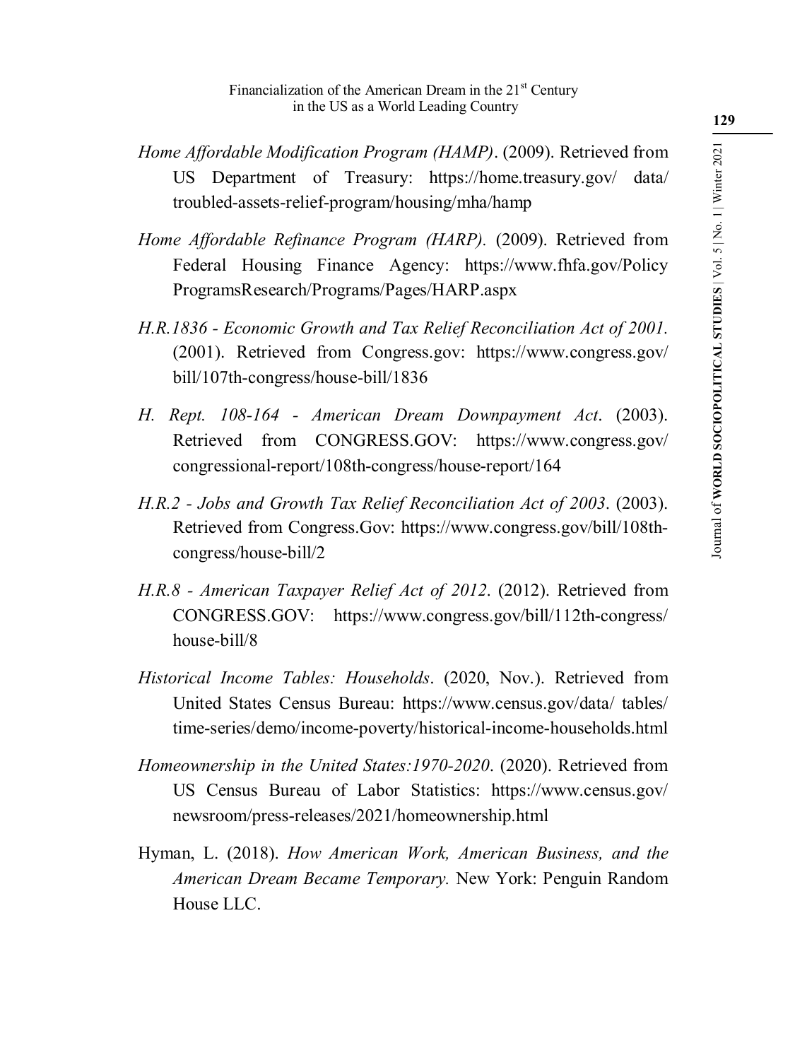*Home Affordable Modification Program (HAMP)*. (2009). Retrieved from US Department of Treasury: https://home.treasury.gov/ data/ troubled-assets-relief-program/housing/mha/hamp

*Home Affordable Refinance Program (HARP).* (2009). Retrieved from Federal Housing Finance Agency: https://www.fhfa.gov/Policy ProgramsResearch/Programs/Pages/HARP.aspx

*H.R.1836 - Economic Growth and Tax Relief Reconciliation Act of 2001.* (2001). Retrieved from Congress.gov: https://www.congress.gov/ bill/107th-congress/house-bill/1836

*H. Rept. 108-164 - American Dream Downpayment Act*. (2003). Retrieved from CONGRESS.GOV: https://www.congress.gov/ congressional-report/108th-congress/house-report/164

*H.R.2 - Jobs and Growth Tax Relief Reconciliation Act of 2003*. (2003). Retrieved from Congress.Gov: https://www.congress.gov/bill/108th-congress/house-bill/2

*H.R.8 - American Taxpayer Relief Act of 2012*. (2012). Retrieved from CONGRESS.GOV: https://www.congress.gov/bill/112th-congress/ house-bill/8

*Historical Income Tables: Households*. (2020, Nov.). Retrieved from United States Census Bureau: https://www.census.gov/data/ tables/ time-series/demo/income-poverty/historical-income-households.html

*Homeownership in the United States:1970-2020*. (2020). Retrieved from US Census Bureau of Labor Statistics: https://www.census.gov/ newsroom/press-releases/2021/homeownership.html

Hyman, L. (2018). *How American Work, American Business, and the American Dream Became Temporary.* New York: Penguin Random House LLC.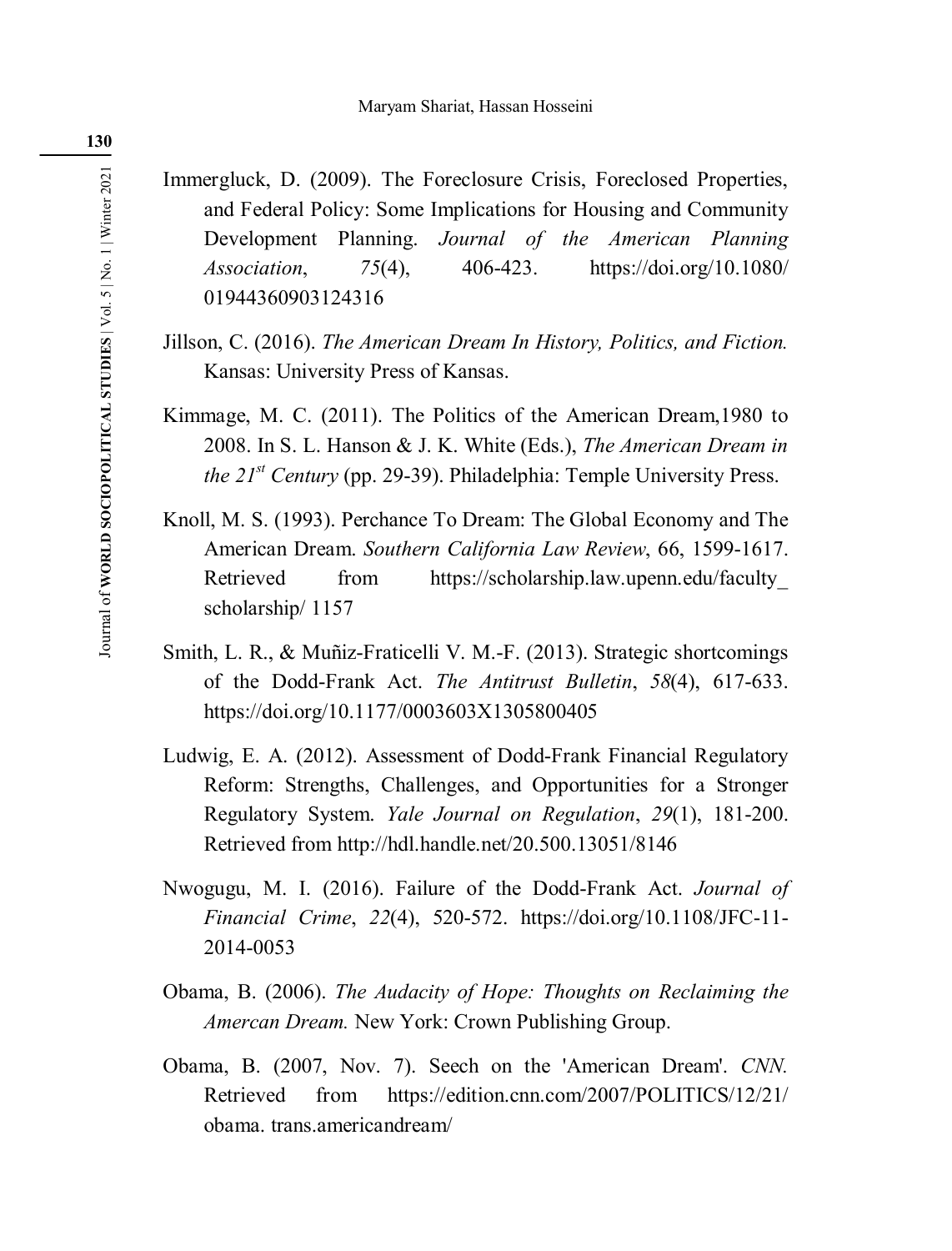Immergluck, D. (2009). The Foreclosure Crisis, Foreclosed Properties, and Federal Policy: Some Implications for Housing and Community Development Planning. *Journal of the American Planning Association*, *75*(4), 406-423. https://doi.org/10.1080/01944360903124316

Jillson, C. (2016). *The American Dream In History, Politics, and Fiction.* Kansas: University Press of Kansas.

Kimmage, M. C. (2011). The Politics of the American Dream,1980 to 2008. In S. L. Hanson & J. K. White (Eds.), *The American Dream in the 21st Century* (pp. 29-39). Philadelphia: Temple University Press.

Knoll, M. S. (1993). Perchance To Dream: The Global Economy and The American Dream. *Southern California Law Review*, 66, 1599-1617. Retrieved from https://scholarship.law.upenn.edu/faculty_scholarship/ 1157

Smith, L. R., & Muñiz-Fraticelli V. M.-F. (2013). Strategic shortcomings of the Dodd-Frank Act. *The Antitrust Bulletin*, *58*(4), 617-633. https://doi.org/10.1177/0003603X1305800405

Ludwig, E. A. (2012). Assessment of Dodd-Frank Financial Regulatory Reform: Strengths, Challenges, and Opportunities for a Stronger Regulatory System. *Yale Journal on Regulation*, *29*(1), 181-200. Retrieved from http://hdl.handle.net/20.500.13051/8146

Nwogugu, M. I. (2016). Failure of the Dodd-Frank Act. *Journal of Financial Crime*, *22*(4), 520-572. https://doi.org/10.1108/JFC-11-2014-0053

Obama, B. (2006). *The Audacity of Hope: Thoughts on Reclaiming the Amercan Dream.* New York: Crown Publishing Group.

Obama, B. (2007, Nov. 7). Seech on the 'American Dream'. *CNN.* Retrieved from https://edition.cnn.com/2007/POLITICS/12/21/obama. trans.americandream/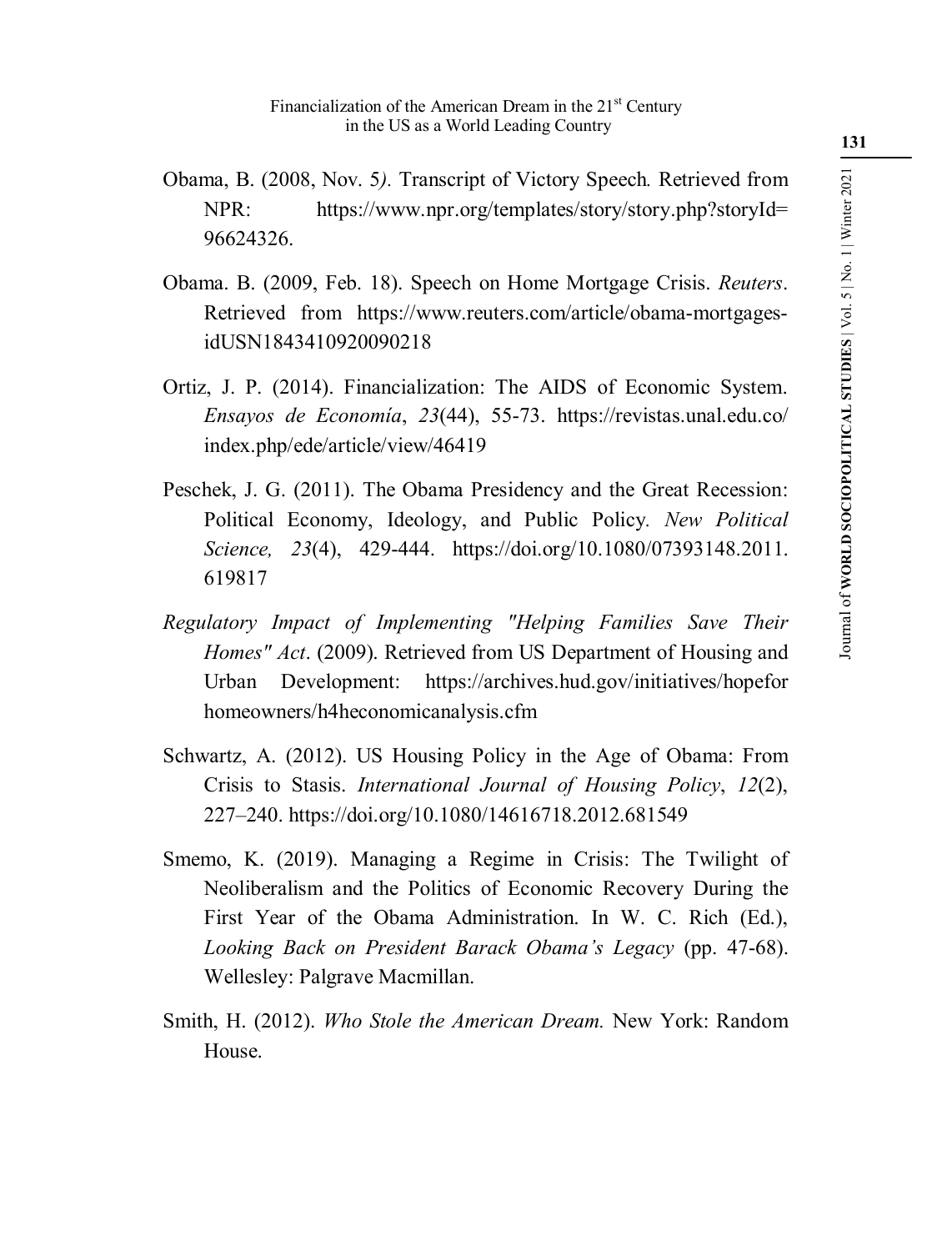Obama, B. (2008, Nov. 5*).* Transcript of Victory Speech*.* Retrieved from NPR: https://www.npr.org/templates/story/story.php?storyId=96624326.

Obama. B. (2009, Feb. 18). Speech on Home Mortgage Crisis. *Reuters*. Retrieved from https://www.reuters.com/article/obama-mortgages-idUSN1843410920090218

Ortiz, J. P. (2014). Financialization: The AIDS of Economic System. *Ensayos de Economía*, *23*(44), 55-73. https://revistas.unal.edu.co/index.php/ede/article/view/46419

Peschek, J. G. (2011). The Obama Presidency and the Great Recession: Political Economy, Ideology, and Public Policy*. New Political Science, 23*(4), 429-444. https://doi.org/10.1080/07393148.2011.619817

*Regulatory Impact of Implementing "Helping Families Save Their Homes" Act*. (2009). Retrieved from US Department of Housing and Urban Development: https://archives.hud.gov/initiatives/hopeforhomeowners/h4heconomicanalysis.cfm

Schwartz, A. (2012). US Housing Policy in the Age of Obama: From Crisis to Stasis. *International Journal of Housing Policy*, *12*(2), 227–240. https://doi.org/10.1080/14616718.2012.681549

Smemo, K. (2019). Managing a Regime in Crisis: The Twilight of Neoliberalism and the Politics of Economic Recovery During the First Year of the Obama Administration. In W. C. Rich (Ed.), *Looking Back on President Barack Obama's Legacy* (pp. 47-68). Wellesley: Palgrave Macmillan.

Smith, H. (2012). *Who Stole the American Dream.* New York: Random House.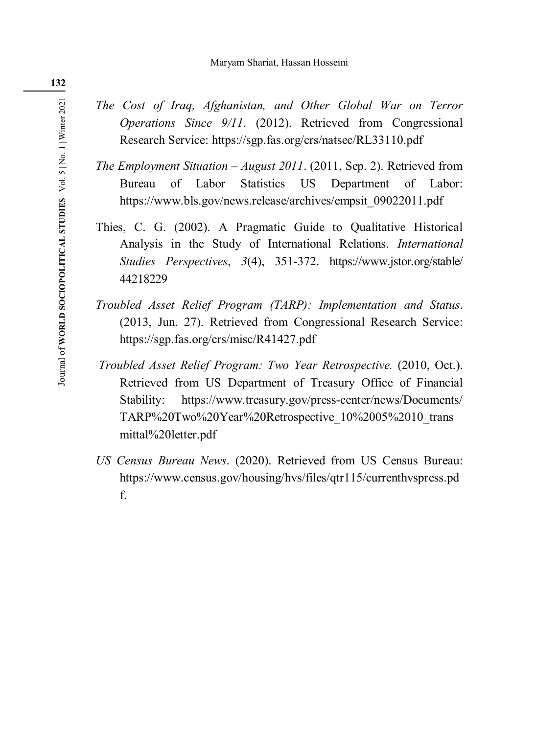*The Cost of Iraq, Afghanistan, and Other Global War on Terror Operations Since 9/11*. (2012). Retrieved from Congressional Research Service: https://sgp.fas.org/crs/natsec/RL33110.pdf

*The Employment Situation – August 2011*. (2011, Sep. 2). Retrieved from Bureau of Labor Statistics US Department of Labor: https://www.bls.gov/news.release/archives/empsit_09022011.pdf

Thies, C. G. (2002). A Pragmatic Guide to Qualitative Historical Analysis in the Study of International Relations. *International Studies Perspectives*, *3*(4), 351-372. https://www.jstor.org/stable/44218229

*Troubled Asset Relief Program (TARP): Implementation and Status*. (2013, Jun. 27). Retrieved from Congressional Research Service: https://sgp.fas.org/crs/misc/R41427.pdf

*Troubled Asset Relief Program: Two Year Retrospective*. (2010, Oct.). Retrieved from US Department of Treasury Office of Financial Stability: https://www.treasury.gov/press-center/news/Documents/TARP%20Two%20Year%20Retrospective_10%2005%2010_transmittal%20letter.pdf

*US Census Bureau News*. (2020). Retrieved from US Census Bureau: https://www.census.gov/housing/hvs/files/qtr115/currenthvspress.pdf.